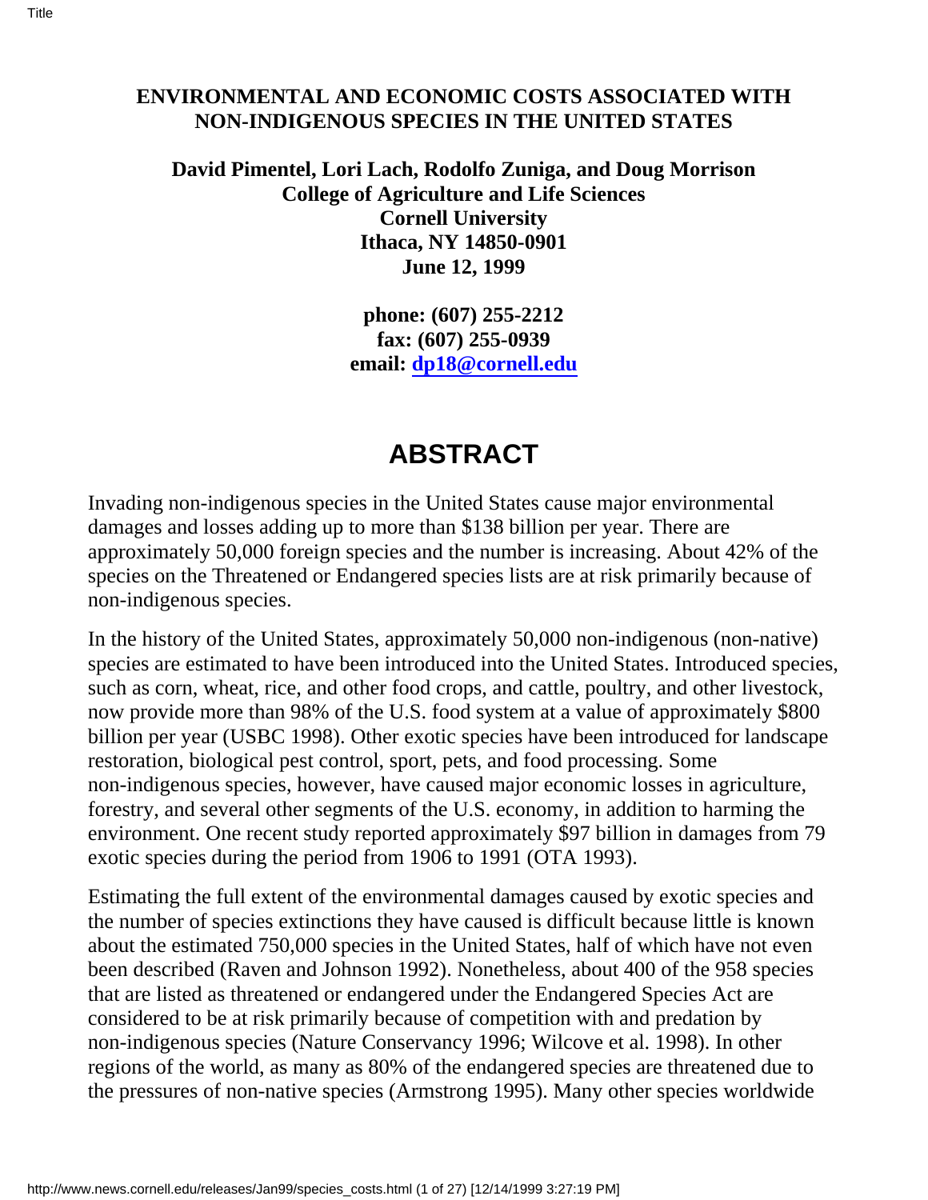**ENVIRONMENTAL AND ECONOMIC COSTS ASSOCIATED WITH NON-INDIGENOUS SPECIES IN THE UNITED STATES**

**David Pimentel, Lori Lach, Rodolfo Zuniga, and Doug Morrison**
**College of Agriculture and Life Sciences**
**Cornell University**
**Ithaca, NY 14850-0901**
**June 12, 1999**

**phone: (607) 255-2212**
**fax: (607) 255-0939**
**email: dp18@cornell.edu**

# ABSTRACT

Invading non-indigenous species in the United States cause major environmental damages and losses adding up to more than $138 billion per year. There are approximately 50,000 foreign species and the number is increasing. About 42% of the species on the Threatened or Endangered species lists are at risk primarily because of non-indigenous species.

In the history of the United States, approximately 50,000 non-indigenous (non-native) species are estimated to have been introduced into the United States. Introduced species, such as corn, wheat, rice, and other food crops, and cattle, poultry, and other livestock, now provide more than 98% of the U.S. food system at a value of approximately $800 billion per year (USBC 1998). Other exotic species have been introduced for landscape restoration, biological pest control, sport, pets, and food processing. Some non-indigenous species, however, have caused major economic losses in agriculture, forestry, and several other segments of the U.S. economy, in addition to harming the environment. One recent study reported approximately $97 billion in damages from 79 exotic species during the period from 1906 to 1991 (OTA 1993).

Estimating the full extent of the environmental damages caused by exotic species and the number of species extinctions they have caused is difficult because little is known about the estimated 750,000 species in the United States, half of which have not even been described (Raven and Johnson 1992). Nonetheless, about 400 of the 958 species that are listed as threatened or endangered under the Endangered Species Act are considered to be at risk primarily because of competition with and predation by non-indigenous species (Nature Conservancy 1996; Wilcove et al. 1998). In other regions of the world, as many as 80% of the endangered species are threatened due to the pressures of non-native species (Armstrong 1995). Many other species worldwide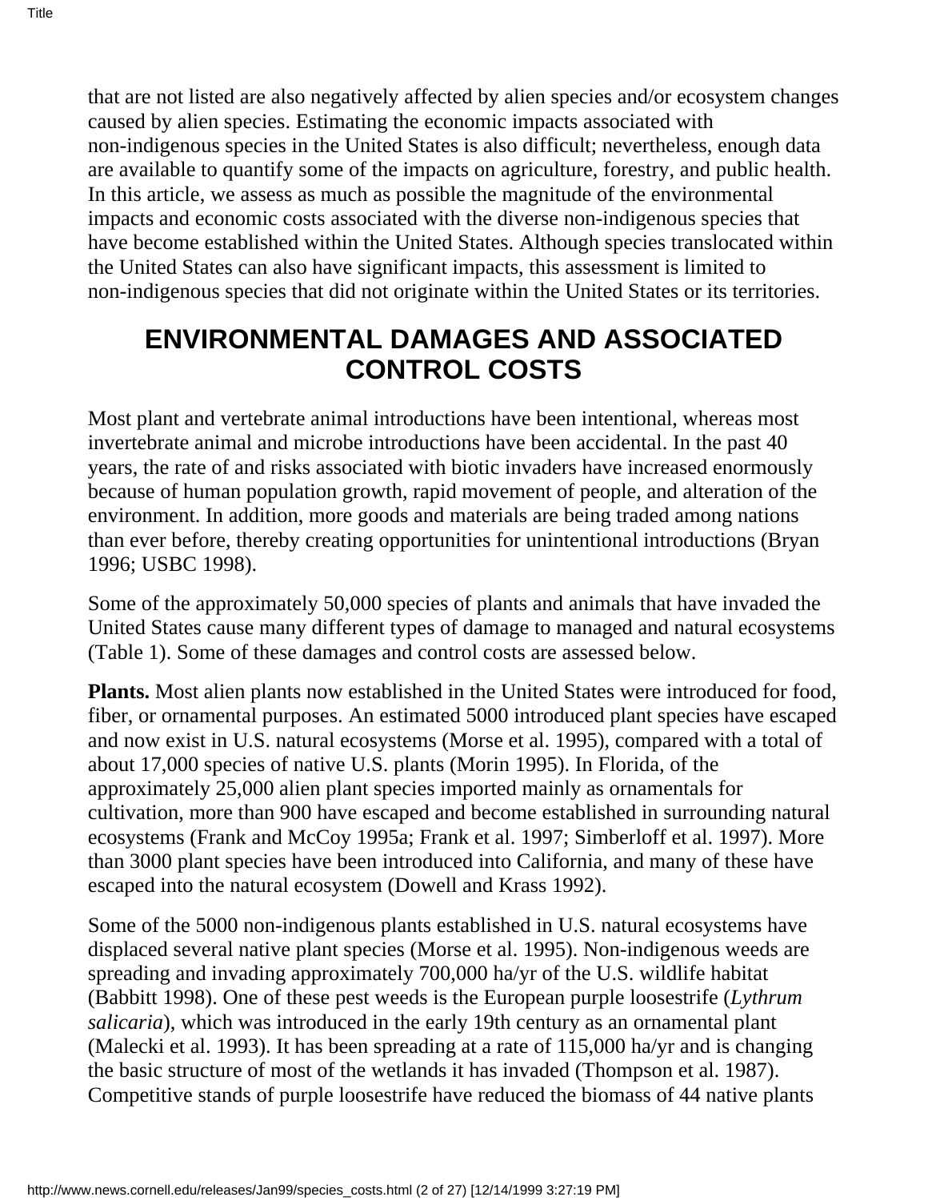that are not listed are also negatively affected by alien species and/or ecosystem changes caused by alien species. Estimating the economic impacts associated with non-indigenous species in the United States is also difficult; nevertheless, enough data are available to quantify some of the impacts on agriculture, forestry, and public health. In this article, we assess as much as possible the magnitude of the environmental impacts and economic costs associated with the diverse non-indigenous species that have become established within the United States. Although species translocated within the United States can also have significant impacts, this assessment is limited to non-indigenous species that did not originate within the United States or its territories.

## ENVIRONMENTAL DAMAGES AND ASSOCIATED CONTROL COSTS

Most plant and vertebrate animal introductions have been intentional, whereas most invertebrate animal and microbe introductions have been accidental. In the past 40 years, the rate of and risks associated with biotic invaders have increased enormously because of human population growth, rapid movement of people, and alteration of the environment. In addition, more goods and materials are being traded among nations than ever before, thereby creating opportunities for unintentional introductions (Bryan 1996; USBC 1998).

Some of the approximately 50,000 species of plants and animals that have invaded the United States cause many different types of damage to managed and natural ecosystems (Table 1). Some of these damages and control costs are assessed below.

**Plants.** Most alien plants now established in the United States were introduced for food, fiber, or ornamental purposes. An estimated 5000 introduced plant species have escaped and now exist in U.S. natural ecosystems (Morse et al. 1995), compared with a total of about 17,000 species of native U.S. plants (Morin 1995). In Florida, of the approximately 25,000 alien plant species imported mainly as ornamentals for cultivation, more than 900 have escaped and become established in surrounding natural ecosystems (Frank and McCoy 1995a; Frank et al. 1997; Simberloff et al. 1997). More than 3000 plant species have been introduced into California, and many of these have escaped into the natural ecosystem (Dowell and Krass 1992).

Some of the 5000 non-indigenous plants established in U.S. natural ecosystems have displaced several native plant species (Morse et al. 1995). Non-indigenous weeds are spreading and invading approximately 700,000 ha/yr of the U.S. wildlife habitat (Babbitt 1998). One of these pest weeds is the European purple loosestrife (*Lythrum salicaria*), which was introduced in the early 19th century as an ornamental plant (Malecki et al. 1993). It has been spreading at a rate of 115,000 ha/yr and is changing the basic structure of most of the wetlands it has invaded (Thompson et al. 1987). Competitive stands of purple loosestrife have reduced the biomass of 44 native plants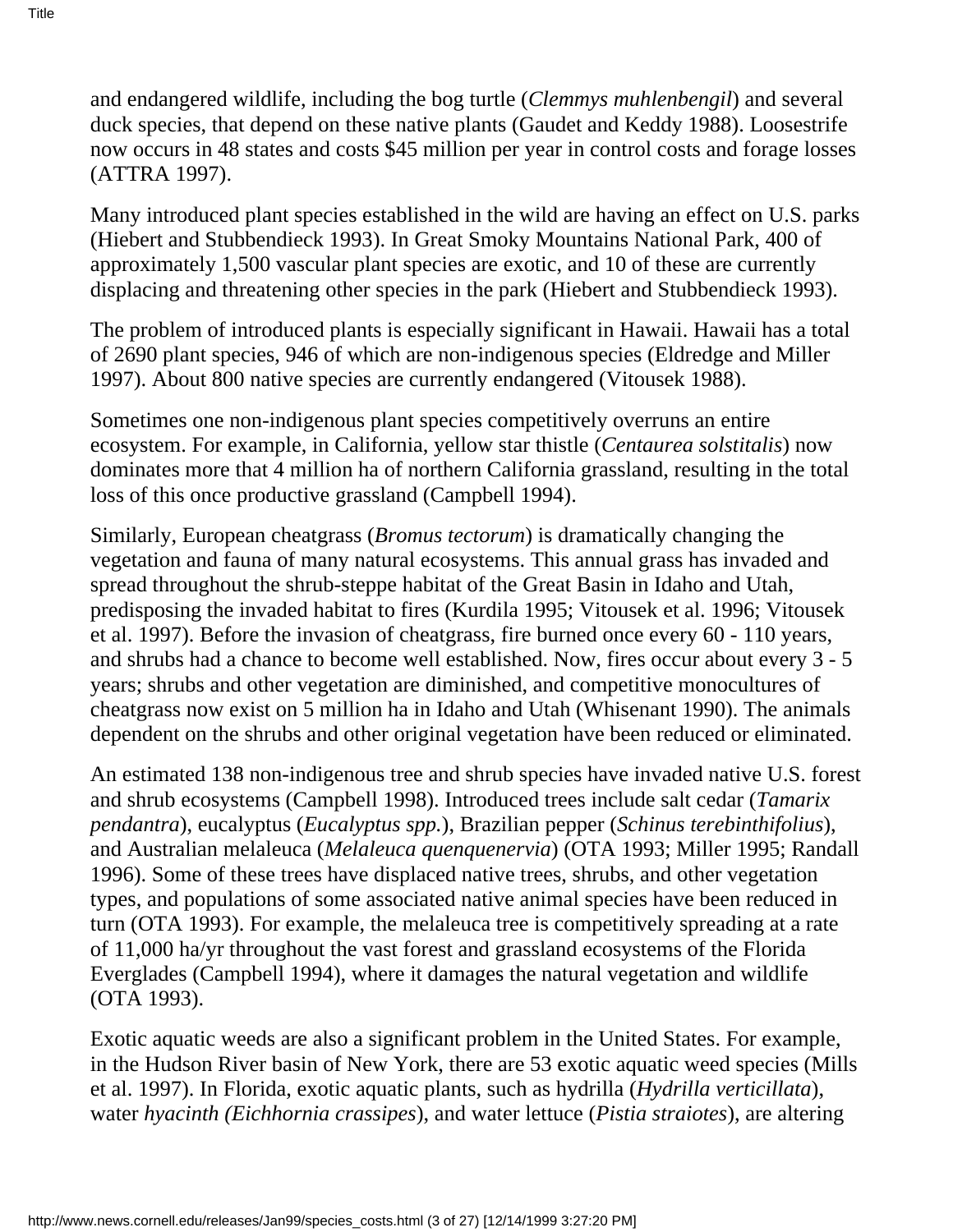and endangered wildlife, including the bog turtle (*Clemmys muhlenbengil*) and several duck species, that depend on these native plants (Gaudet and Keddy 1988). Loosestrife now occurs in 48 states and costs $45 million per year in control costs and forage losses (ATTRA 1997).

Many introduced plant species established in the wild are having an effect on U.S. parks (Hiebert and Stubbendieck 1993). In Great Smoky Mountains National Park, 400 of approximately 1,500 vascular plant species are exotic, and 10 of these are currently displacing and threatening other species in the park (Hiebert and Stubbendieck 1993).

The problem of introduced plants is especially significant in Hawaii. Hawaii has a total of 2690 plant species, 946 of which are non-indigenous species (Eldredge and Miller 1997). About 800 native species are currently endangered (Vitousek 1988).

Sometimes one non-indigenous plant species competitively overruns an entire ecosystem. For example, in California, yellow star thistle (*Centaurea solstitalis*) now dominates more that 4 million ha of northern California grassland, resulting in the total loss of this once productive grassland (Campbell 1994).

Similarly, European cheatgrass (*Bromus tectorum*) is dramatically changing the vegetation and fauna of many natural ecosystems. This annual grass has invaded and spread throughout the shrub-steppe habitat of the Great Basin in Idaho and Utah, predisposing the invaded habitat to fires (Kurdila 1995; Vitousek et al. 1996; Vitousek et al. 1997). Before the invasion of cheatgrass, fire burned once every 60 - 110 years, and shrubs had a chance to become well established. Now, fires occur about every 3 - 5 years; shrubs and other vegetation are diminished, and competitive monocultures of cheatgrass now exist on 5 million ha in Idaho and Utah (Whisenant 1990). The animals dependent on the shrubs and other original vegetation have been reduced or eliminated.

An estimated 138 non-indigenous tree and shrub species have invaded native U.S. forest and shrub ecosystems (Campbell 1998). Introduced trees include salt cedar (*Tamarix pendantra*), eucalyptus (*Eucalyptus spp.*), Brazilian pepper (*Schinus terebinthifolius*), and Australian melaleuca (*Melaleuca quenquenervia*) (OTA 1993; Miller 1995; Randall 1996). Some of these trees have displaced native trees, shrubs, and other vegetation types, and populations of some associated native animal species have been reduced in turn (OTA 1993). For example, the melaleuca tree is competitively spreading at a rate of 11,000 ha/yr throughout the vast forest and grassland ecosystems of the Florida Everglades (Campbell 1994), where it damages the natural vegetation and wildlife (OTA 1993).

Exotic aquatic weeds are also a significant problem in the United States. For example, in the Hudson River basin of New York, there are 53 exotic aquatic weed species (Mills et al. 1997). In Florida, exotic aquatic plants, such as hydrilla (*Hydrilla verticillata*), water *hyacinth (Eichhornia crassipes*), and water lettuce (*Pistia straiotes*), are altering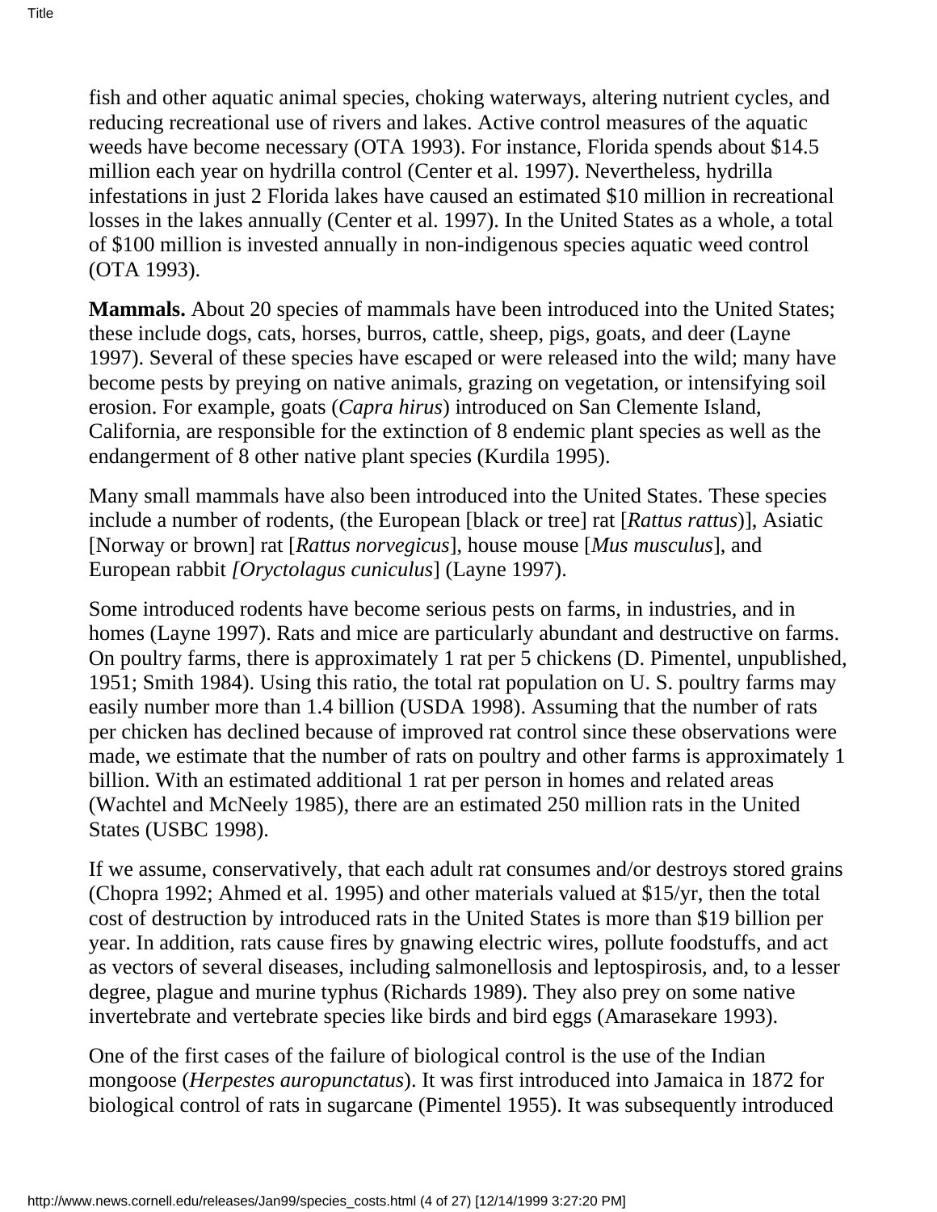fish and other aquatic animal species, choking waterways, altering nutrient cycles, and reducing recreational use of rivers and lakes. Active control measures of the aquatic weeds have become necessary (OTA 1993). For instance, Florida spends about $14.5 million each year on hydrilla control (Center et al. 1997). Nevertheless, hydrilla infestations in just 2 Florida lakes have caused an estimated $10 million in recreational losses in the lakes annually (Center et al. 1997). In the United States as a whole, a total of $100 million is invested annually in non-indigenous species aquatic weed control (OTA 1993).

**Mammals.** About 20 species of mammals have been introduced into the United States; these include dogs, cats, horses, burros, cattle, sheep, pigs, goats, and deer (Layne 1997). Several of these species have escaped or were released into the wild; many have become pests by preying on native animals, grazing on vegetation, or intensifying soil erosion. For example, goats (*Capra hirus*) introduced on San Clemente Island, California, are responsible for the extinction of 8 endemic plant species as well as the endangerment of 8 other native plant species (Kurdila 1995).

Many small mammals have also been introduced into the United States. These species include a number of rodents, (the European [black or tree] rat [*Rattus rattus*)], Asiatic [Norway or brown] rat [*Rattus norvegicus*], house mouse [*Mus musculus*], and European rabbit *[Oryctolagus cuniculus*] (Layne 1997).

Some introduced rodents have become serious pests on farms, in industries, and in homes (Layne 1997). Rats and mice are particularly abundant and destructive on farms. On poultry farms, there is approximately 1 rat per 5 chickens (D. Pimentel, unpublished, 1951; Smith 1984). Using this ratio, the total rat population on U. S. poultry farms may easily number more than 1.4 billion (USDA 1998). Assuming that the number of rats per chicken has declined because of improved rat control since these observations were made, we estimate that the number of rats on poultry and other farms is approximately 1 billion. With an estimated additional 1 rat per person in homes and related areas (Wachtel and McNeely 1985), there are an estimated 250 million rats in the United States (USBC 1998).

If we assume, conservatively, that each adult rat consumes and/or destroys stored grains (Chopra 1992; Ahmed et al. 1995) and other materials valued at $15/yr, then the total cost of destruction by introduced rats in the United States is more than $19 billion per year. In addition, rats cause fires by gnawing electric wires, pollute foodstuffs, and act as vectors of several diseases, including salmonellosis and leptospirosis, and, to a lesser degree, plague and murine typhus (Richards 1989). They also prey on some native invertebrate and vertebrate species like birds and bird eggs (Amarasekare 1993).

One of the first cases of the failure of biological control is the use of the Indian mongoose (*Herpestes auropunctatus*). It was first introduced into Jamaica in 1872 for biological control of rats in sugarcane (Pimentel 1955). It was subsequently introduced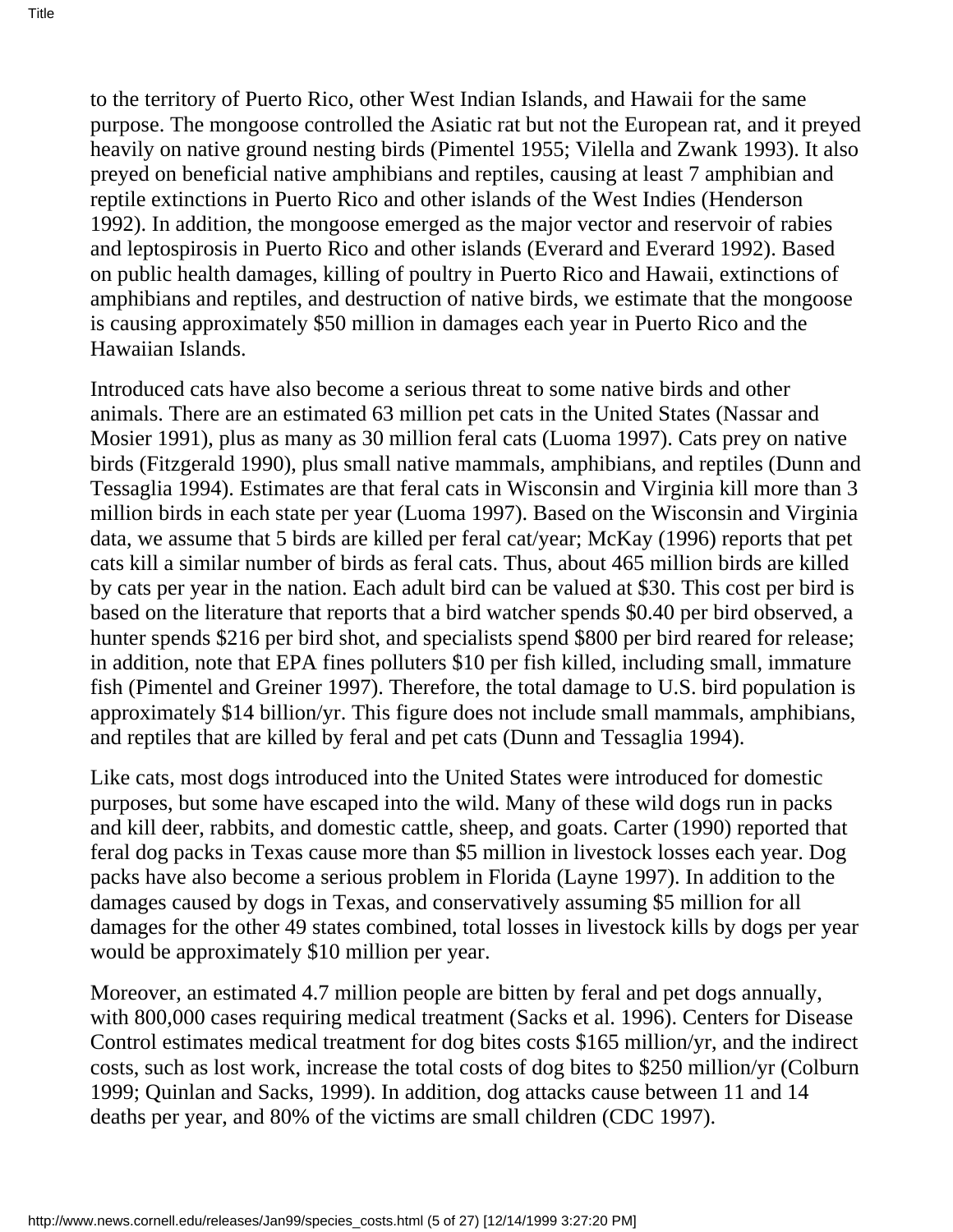to the territory of Puerto Rico, other West Indian Islands, and Hawaii for the same purpose. The mongoose controlled the Asiatic rat but not the European rat, and it preyed heavily on native ground nesting birds (Pimentel 1955; Vilella and Zwank 1993). It also preyed on beneficial native amphibians and reptiles, causing at least 7 amphibian and reptile extinctions in Puerto Rico and other islands of the West Indies (Henderson 1992). In addition, the mongoose emerged as the major vector and reservoir of rabies and leptospirosis in Puerto Rico and other islands (Everard and Everard 1992). Based on public health damages, killing of poultry in Puerto Rico and Hawaii, extinctions of amphibians and reptiles, and destruction of native birds, we estimate that the mongoose is causing approximately $50 million in damages each year in Puerto Rico and the Hawaiian Islands.

Introduced cats have also become a serious threat to some native birds and other animals. There are an estimated 63 million pet cats in the United States (Nassar and Mosier 1991), plus as many as 30 million feral cats (Luoma 1997). Cats prey on native birds (Fitzgerald 1990), plus small native mammals, amphibians, and reptiles (Dunn and Tessaglia 1994). Estimates are that feral cats in Wisconsin and Virginia kill more than 3 million birds in each state per year (Luoma 1997). Based on the Wisconsin and Virginia data, we assume that 5 birds are killed per feral cat/year; McKay (1996) reports that pet cats kill a similar number of birds as feral cats. Thus, about 465 million birds are killed by cats per year in the nation. Each adult bird can be valued at $30. This cost per bird is based on the literature that reports that a bird watcher spends $0.40 per bird observed, a hunter spends $216 per bird shot, and specialists spend $800 per bird reared for release; in addition, note that EPA fines polluters $10 per fish killed, including small, immature fish (Pimentel and Greiner 1997). Therefore, the total damage to U.S. bird population is approximately $14 billion/yr. This figure does not include small mammals, amphibians, and reptiles that are killed by feral and pet cats (Dunn and Tessaglia 1994).

Like cats, most dogs introduced into the United States were introduced for domestic purposes, but some have escaped into the wild. Many of these wild dogs run in packs and kill deer, rabbits, and domestic cattle, sheep, and goats. Carter (1990) reported that feral dog packs in Texas cause more than $5 million in livestock losses each year. Dog packs have also become a serious problem in Florida (Layne 1997). In addition to the damages caused by dogs in Texas, and conservatively assuming $5 million for all damages for the other 49 states combined, total losses in livestock kills by dogs per year would be approximately $10 million per year.

Moreover, an estimated 4.7 million people are bitten by feral and pet dogs annually, with 800,000 cases requiring medical treatment (Sacks et al. 1996). Centers for Disease Control estimates medical treatment for dog bites costs $165 million/yr, and the indirect costs, such as lost work, increase the total costs of dog bites to $250 million/yr (Colburn 1999; Quinlan and Sacks, 1999). In addition, dog attacks cause between 11 and 14 deaths per year, and 80% of the victims are small children (CDC 1997).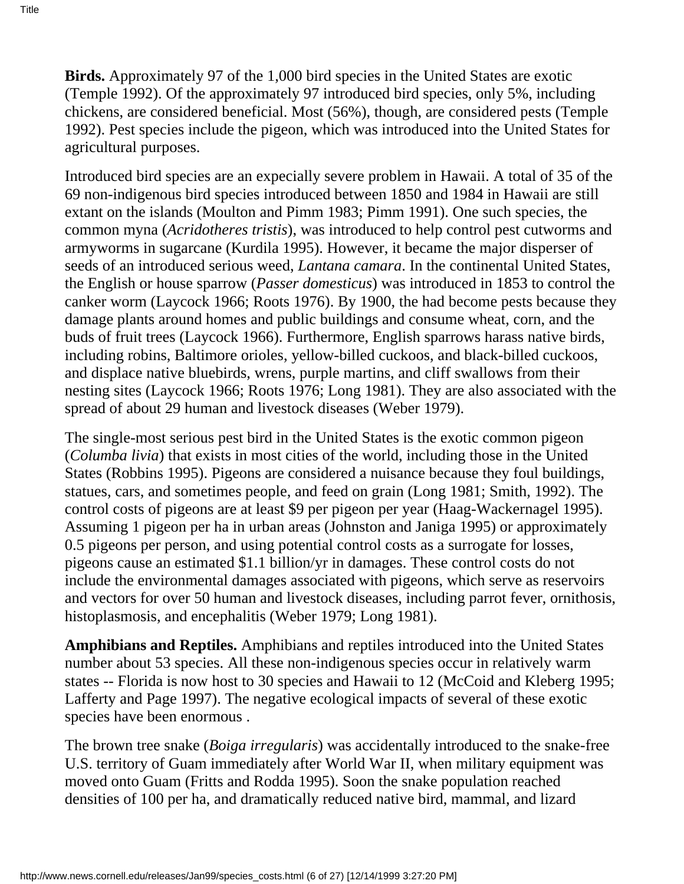**Birds.** Approximately 97 of the 1,000 bird species in the United States are exotic (Temple 1992). Of the approximately 97 introduced bird species, only 5%, including chickens, are considered beneficial. Most (56%), though, are considered pests (Temple 1992). Pest species include the pigeon, which was introduced into the United States for agricultural purposes.

Introduced bird species are an expecially severe problem in Hawaii. A total of 35 of the 69 non-indigenous bird species introduced between 1850 and 1984 in Hawaii are still extant on the islands (Moulton and Pimm 1983; Pimm 1991). One such species, the common myna (*Acridotheres tristis*), was introduced to help control pest cutworms and armyworms in sugarcane (Kurdila 1995). However, it became the major disperser of seeds of an introduced serious weed, *Lantana camara*. In the continental United States, the English or house sparrow (*Passer domesticus*) was introduced in 1853 to control the canker worm (Laycock 1966; Roots 1976). By 1900, the had become pests because they damage plants around homes and public buildings and consume wheat, corn, and the buds of fruit trees (Laycock 1966). Furthermore, English sparrows harass native birds, including robins, Baltimore orioles, yellow-billed cuckoos, and black-billed cuckoos, and displace native bluebirds, wrens, purple martins, and cliff swallows from their nesting sites (Laycock 1966; Roots 1976; Long 1981). They are also associated with the spread of about 29 human and livestock diseases (Weber 1979).

The single-most serious pest bird in the United States is the exotic common pigeon (*Columba livia*) that exists in most cities of the world, including those in the United States (Robbins 1995). Pigeons are considered a nuisance because they foul buildings, statues, cars, and sometimes people, and feed on grain (Long 1981; Smith, 1992). The control costs of pigeons are at least $9 per pigeon per year (Haag-Wackernagel 1995). Assuming 1 pigeon per ha in urban areas (Johnston and Janiga 1995) or approximately 0.5 pigeons per person, and using potential control costs as a surrogate for losses, pigeons cause an estimated $1.1 billion/yr in damages. These control costs do not include the environmental damages associated with pigeons, which serve as reservoirs and vectors for over 50 human and livestock diseases, including parrot fever, ornithosis, histoplasmosis, and encephalitis (Weber 1979; Long 1981).

**Amphibians and Reptiles.** Amphibians and reptiles introduced into the United States number about 53 species. All these non-indigenous species occur in relatively warm states -- Florida is now host to 30 species and Hawaii to 12 (McCoid and Kleberg 1995; Lafferty and Page 1997). The negative ecological impacts of several of these exotic species have been enormous .

The brown tree snake (*Boiga irregularis*) was accidentally introduced to the snake-free U.S. territory of Guam immediately after World War II, when military equipment was moved onto Guam (Fritts and Rodda 1995). Soon the snake population reached densities of 100 per ha, and dramatically reduced native bird, mammal, and lizard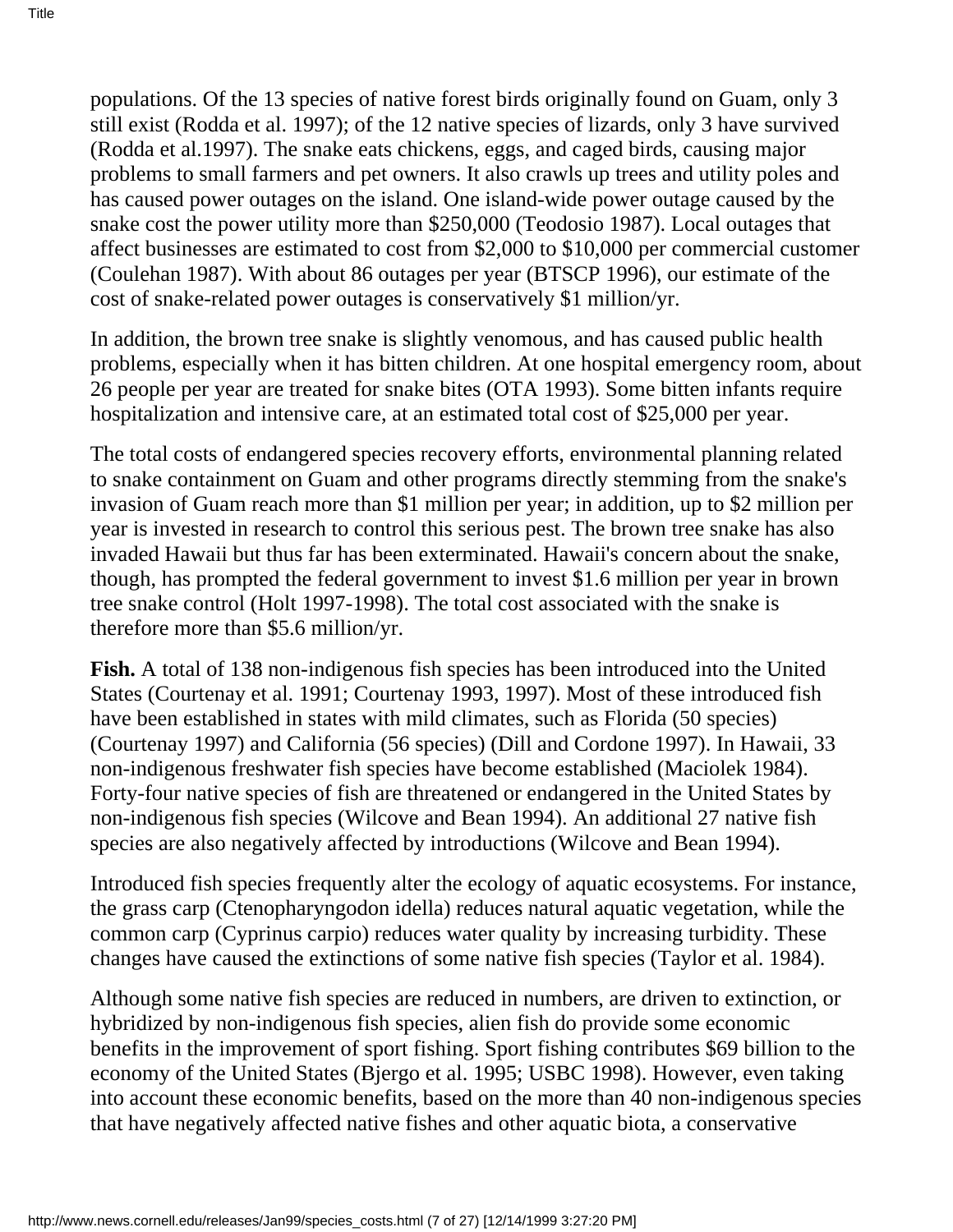populations. Of the 13 species of native forest birds originally found on Guam, only 3 still exist (Rodda et al. 1997); of the 12 native species of lizards, only 3 have survived (Rodda et al.1997). The snake eats chickens, eggs, and caged birds, causing major problems to small farmers and pet owners. It also crawls up trees and utility poles and has caused power outages on the island. One island-wide power outage caused by the snake cost the power utility more than $250,000 (Teodosio 1987). Local outages that affect businesses are estimated to cost from $2,000 to $10,000 per commercial customer (Coulehan 1987). With about 86 outages per year (BTSCP 1996), our estimate of the cost of snake-related power outages is conservatively $1 million/yr.

In addition, the brown tree snake is slightly venomous, and has caused public health problems, especially when it has bitten children. At one hospital emergency room, about 26 people per year are treated for snake bites (OTA 1993). Some bitten infants require hospitalization and intensive care, at an estimated total cost of $25,000 per year.

The total costs of endangered species recovery efforts, environmental planning related to snake containment on Guam and other programs directly stemming from the snake's invasion of Guam reach more than $1 million per year; in addition, up to $2 million per year is invested in research to control this serious pest. The brown tree snake has also invaded Hawaii but thus far has been exterminated. Hawaii's concern about the snake, though, has prompted the federal government to invest $1.6 million per year in brown tree snake control (Holt 1997-1998). The total cost associated with the snake is therefore more than $5.6 million/yr.

**Fish.** A total of 138 non-indigenous fish species has been introduced into the United States (Courtenay et al. 1991; Courtenay 1993, 1997). Most of these introduced fish have been established in states with mild climates, such as Florida (50 species) (Courtenay 1997) and California (56 species) (Dill and Cordone 1997). In Hawaii, 33 non-indigenous freshwater fish species have become established (Maciolek 1984). Forty-four native species of fish are threatened or endangered in the United States by non-indigenous fish species (Wilcove and Bean 1994). An additional 27 native fish species are also negatively affected by introductions (Wilcove and Bean 1994).

Introduced fish species frequently alter the ecology of aquatic ecosystems. For instance, the grass carp (Ctenopharyngodon idella) reduces natural aquatic vegetation, while the common carp (Cyprinus carpio) reduces water quality by increasing turbidity. These changes have caused the extinctions of some native fish species (Taylor et al. 1984).

Although some native fish species are reduced in numbers, are driven to extinction, or hybridized by non-indigenous fish species, alien fish do provide some economic benefits in the improvement of sport fishing. Sport fishing contributes $69 billion to the economy of the United States (Bjergo et al. 1995; USBC 1998). However, even taking into account these economic benefits, based on the more than 40 non-indigenous species that have negatively affected native fishes and other aquatic biota, a conservative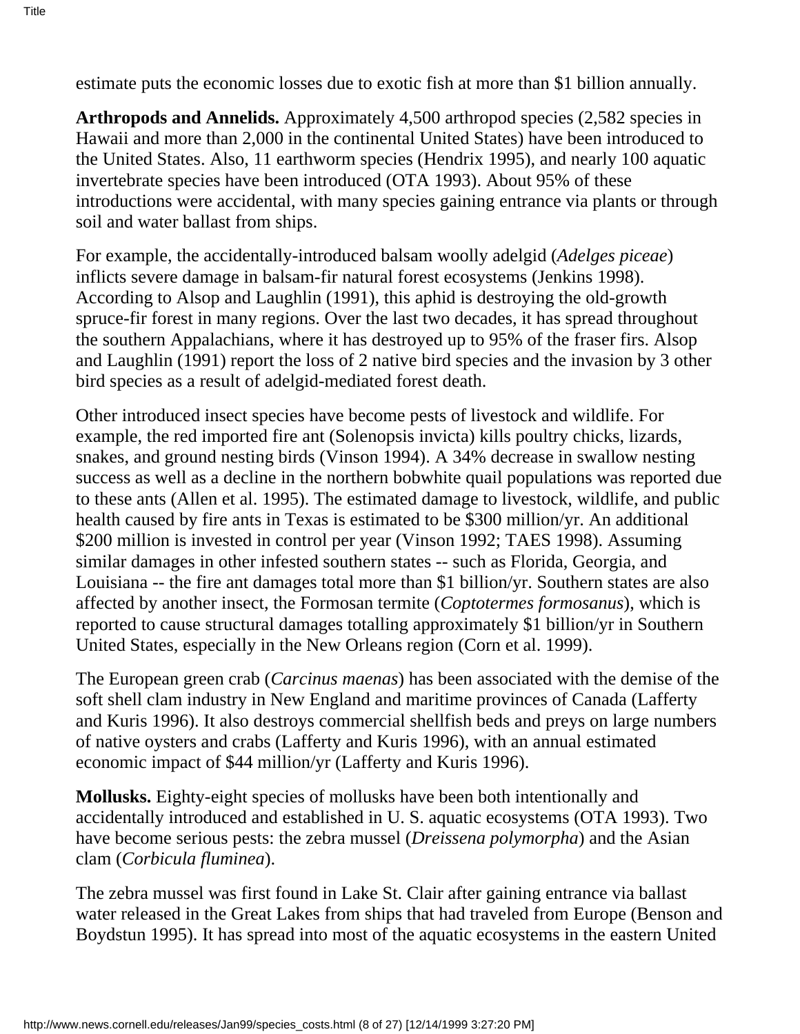estimate puts the economic losses due to exotic fish at more than $1 billion annually.

**Arthropods and Annelids.** Approximately 4,500 arthropod species (2,582 species in Hawaii and more than 2,000 in the continental United States) have been introduced to the United States. Also, 11 earthworm species (Hendrix 1995), and nearly 100 aquatic invertebrate species have been introduced (OTA 1993). About 95% of these introductions were accidental, with many species gaining entrance via plants or through soil and water ballast from ships.

For example, the accidentally-introduced balsam woolly adelgid (*Adelges piceae*) inflicts severe damage in balsam-fir natural forest ecosystems (Jenkins 1998). According to Alsop and Laughlin (1991), this aphid is destroying the old-growth spruce-fir forest in many regions. Over the last two decades, it has spread throughout the southern Appalachians, where it has destroyed up to 95% of the fraser firs. Alsop and Laughlin (1991) report the loss of 2 native bird species and the invasion by 3 other bird species as a result of adelgid-mediated forest death.

Other introduced insect species have become pests of livestock and wildlife. For example, the red imported fire ant (Solenopsis invicta) kills poultry chicks, lizards, snakes, and ground nesting birds (Vinson 1994). A 34% decrease in swallow nesting success as well as a decline in the northern bobwhite quail populations was reported due to these ants (Allen et al. 1995). The estimated damage to livestock, wildlife, and public health caused by fire ants in Texas is estimated to be $300 million/yr. An additional $200 million is invested in control per year (Vinson 1992; TAES 1998). Assuming similar damages in other infested southern states -- such as Florida, Georgia, and Louisiana -- the fire ant damages total more than $1 billion/yr. Southern states are also affected by another insect, the Formosan termite (*Coptotermes formosanus*), which is reported to cause structural damages totalling approximately $1 billion/yr in Southern United States, especially in the New Orleans region (Corn et al. 1999).

The European green crab (*Carcinus maenas*) has been associated with the demise of the soft shell clam industry in New England and maritime provinces of Canada (Lafferty and Kuris 1996). It also destroys commercial shellfish beds and preys on large numbers of native oysters and crabs (Lafferty and Kuris 1996), with an annual estimated economic impact of $44 million/yr (Lafferty and Kuris 1996).

**Mollusks.** Eighty-eight species of mollusks have been both intentionally and accidentally introduced and established in U. S. aquatic ecosystems (OTA 1993). Two have become serious pests: the zebra mussel (*Dreissena polymorpha*) and the Asian clam (*Corbicula fluminea*).

The zebra mussel was first found in Lake St. Clair after gaining entrance via ballast water released in the Great Lakes from ships that had traveled from Europe (Benson and Boydstun 1995). It has spread into most of the aquatic ecosystems in the eastern United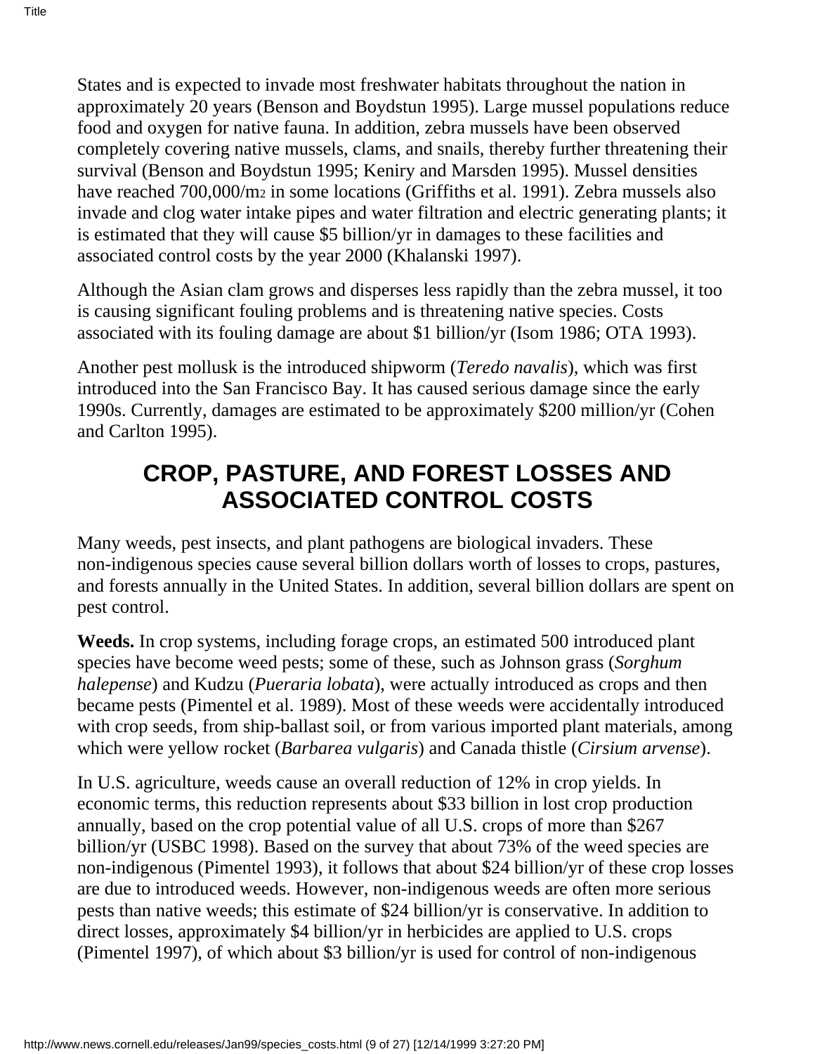States and is expected to invade most freshwater habitats throughout the nation in approximately 20 years (Benson and Boydstun 1995). Large mussel populations reduce food and oxygen for native fauna. In addition, zebra mussels have been observed completely covering native mussels, clams, and snails, thereby further threatening their survival (Benson and Boydstun 1995; Keniry and Marsden 1995). Mussel densities have reached 700,000/$m^2$ in some locations (Griffiths et al. 1991). Zebra mussels also invade and clog water intake pipes and water filtration and electric generating plants; it is estimated that they will cause \$5 billion/yr in damages to these facilities and associated control costs by the year 2000 (Khalanski 1997).

Although the Asian clam grows and disperses less rapidly than the zebra mussel, it too is causing significant fouling problems and is threatening native species. Costs associated with its fouling damage are about \$1 billion/yr (Isom 1986; OTA 1993).

Another pest mollusk is the introduced shipworm (*Teredo navalis*), which was first introduced into the San Francisco Bay. It has caused serious damage since the early 1990s. Currently, damages are estimated to be approximately \$200 million/yr (Cohen and Carlton 1995).

## CROP, PASTURE, AND FOREST LOSSES AND ASSOCIATED CONTROL COSTS

Many weeds, pest insects, and plant pathogens are biological invaders. These non-indigenous species cause several billion dollars worth of losses to crops, pastures, and forests annually in the United States. In addition, several billion dollars are spent on pest control.

**Weeds.** In crop systems, including forage crops, an estimated 500 introduced plant species have become weed pests; some of these, such as Johnson grass (*Sorghum halepense*) and Kudzu (*Pueraria lobata*), were actually introduced as crops and then became pests (Pimentel et al. 1989). Most of these weeds were accidentally introduced with crop seeds, from ship-ballast soil, or from various imported plant materials, among which were yellow rocket (*Barbarea vulgaris*) and Canada thistle (*Cirsium arvense*).

In U.S. agriculture, weeds cause an overall reduction of 12% in crop yields. In economic terms, this reduction represents about \$33 billion in lost crop production annually, based on the crop potential value of all U.S. crops of more than \$267 billion/yr (USBC 1998). Based on the survey that about 73% of the weed species are non-indigenous (Pimentel 1993), it follows that about \$24 billion/yr of these crop losses are due to introduced weeds. However, non-indigenous weeds are often more serious pests than native weeds; this estimate of \$24 billion/yr is conservative. In addition to direct losses, approximately \$4 billion/yr in herbicides are applied to U.S. crops (Pimentel 1997), of which about \$3 billion/yr is used for control of non-indigenous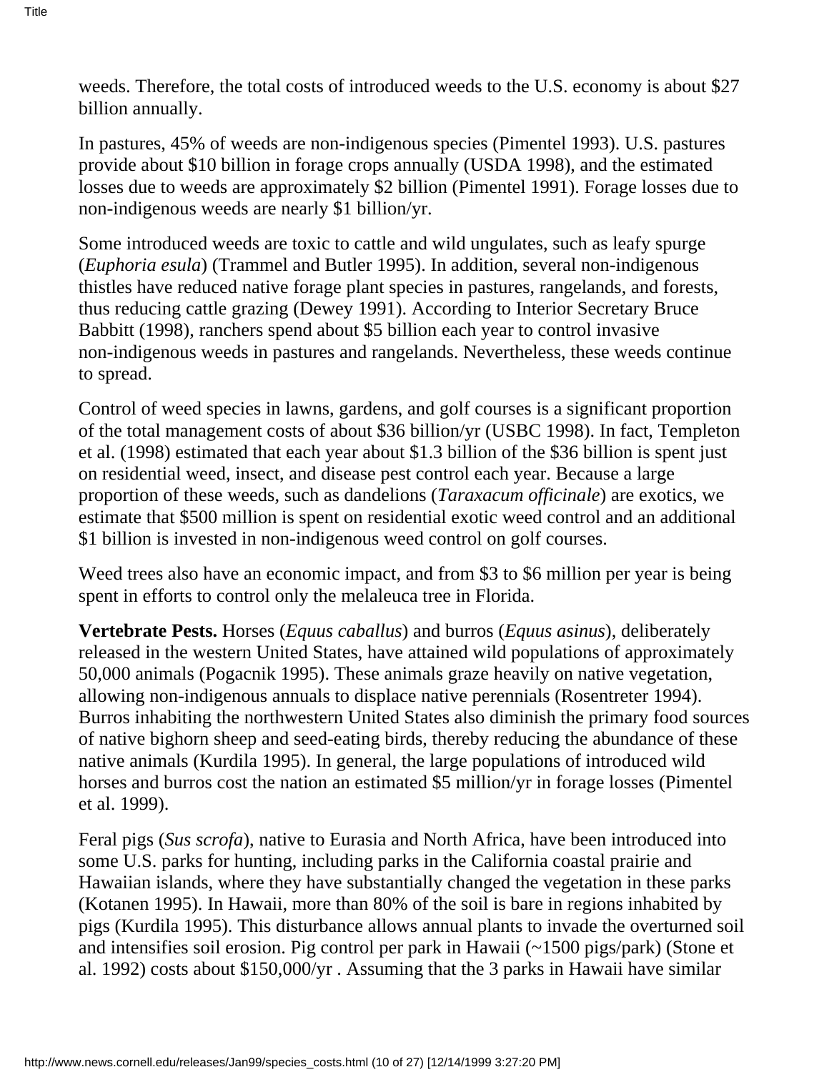weeds. Therefore, the total costs of introduced weeds to the U.S. economy is about $27 billion annually.

In pastures, 45% of weeds are non-indigenous species (Pimentel 1993). U.S. pastures provide about $10 billion in forage crops annually (USDA 1998), and the estimated losses due to weeds are approximately $2 billion (Pimentel 1991). Forage losses due to non-indigenous weeds are nearly $1 billion/yr.

Some introduced weeds are toxic to cattle and wild ungulates, such as leafy spurge (*Euphoria esula*) (Trammel and Butler 1995). In addition, several non-indigenous thistles have reduced native forage plant species in pastures, rangelands, and forests, thus reducing cattle grazing (Dewey 1991). According to Interior Secretary Bruce Babbitt (1998), ranchers spend about $5 billion each year to control invasive non-indigenous weeds in pastures and rangelands. Nevertheless, these weeds continue to spread.

Control of weed species in lawns, gardens, and golf courses is a significant proportion of the total management costs of about $36 billion/yr (USBC 1998). In fact, Templeton et al. (1998) estimated that each year about $1.3 billion of the $36 billion is spent just on residential weed, insect, and disease pest control each year. Because a large proportion of these weeds, such as dandelions (*Taraxacum officinale*) are exotics, we estimate that $500 million is spent on residential exotic weed control and an additional $1 billion is invested in non-indigenous weed control on golf courses.

Weed trees also have an economic impact, and from $3 to $6 million per year is being spent in efforts to control only the melaleuca tree in Florida.

**Vertebrate Pests.** Horses (*Equus caballus*) and burros (*Equus asinus*), deliberately released in the western United States, have attained wild populations of approximately 50,000 animals (Pogacnik 1995). These animals graze heavily on native vegetation, allowing non-indigenous annuals to displace native perennials (Rosentreter 1994). Burros inhabiting the northwestern United States also diminish the primary food sources of native bighorn sheep and seed-eating birds, thereby reducing the abundance of these native animals (Kurdila 1995). In general, the large populations of introduced wild horses and burros cost the nation an estimated $5 million/yr in forage losses (Pimentel et al. 1999).

Feral pigs (*Sus scrofa*), native to Eurasia and North Africa, have been introduced into some U.S. parks for hunting, including parks in the California coastal prairie and Hawaiian islands, where they have substantially changed the vegetation in these parks (Kotanen 1995). In Hawaii, more than 80% of the soil is bare in regions inhabited by pigs (Kurdila 1995). This disturbance allows annual plants to invade the overturned soil and intensifies soil erosion. Pig control per park in Hawaii (~1500 pigs/park) (Stone et al. 1992) costs about $150,000/yr . Assuming that the 3 parks in Hawaii have similar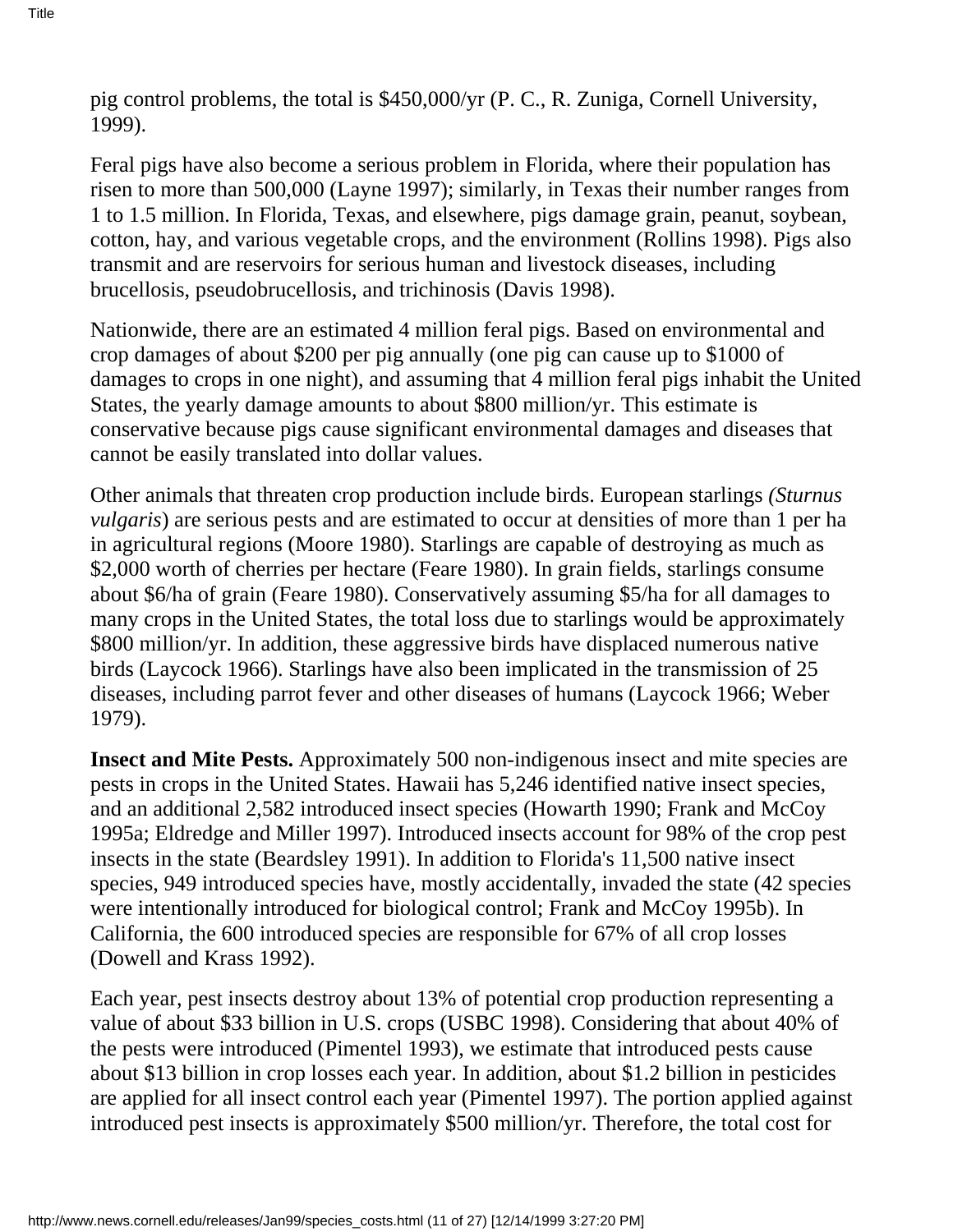pig control problems, the total is $450,000/yr (P. C., R. Zuniga, Cornell University, 1999).

Feral pigs have also become a serious problem in Florida, where their population has risen to more than 500,000 (Layne 1997); similarly, in Texas their number ranges from 1 to 1.5 million. In Florida, Texas, and elsewhere, pigs damage grain, peanut, soybean, cotton, hay, and various vegetable crops, and the environment (Rollins 1998). Pigs also transmit and are reservoirs for serious human and livestock diseases, including brucellosis, pseudobrucellosis, and trichinosis (Davis 1998).

Nationwide, there are an estimated 4 million feral pigs. Based on environmental and crop damages of about $200 per pig annually (one pig can cause up to $1000 of damages to crops in one night), and assuming that 4 million feral pigs inhabit the United States, the yearly damage amounts to about $800 million/yr. This estimate is conservative because pigs cause significant environmental damages and diseases that cannot be easily translated into dollar values.

Other animals that threaten crop production include birds. European starlings *(Sturnus vulgaris*) are serious pests and are estimated to occur at densities of more than 1 per ha in agricultural regions (Moore 1980). Starlings are capable of destroying as much as $2,000 worth of cherries per hectare (Feare 1980). In grain fields, starlings consume about $6/ha of grain (Feare 1980). Conservatively assuming $5/ha for all damages to many crops in the United States, the total loss due to starlings would be approximately $800 million/yr. In addition, these aggressive birds have displaced numerous native birds (Laycock 1966). Starlings have also been implicated in the transmission of 25 diseases, including parrot fever and other diseases of humans (Laycock 1966; Weber 1979).

**Insect and Mite Pests.** Approximately 500 non-indigenous insect and mite species are pests in crops in the United States. Hawaii has 5,246 identified native insect species, and an additional 2,582 introduced insect species (Howarth 1990; Frank and McCoy 1995a; Eldredge and Miller 1997). Introduced insects account for 98% of the crop pest insects in the state (Beardsley 1991). In addition to Florida's 11,500 native insect species, 949 introduced species have, mostly accidentally, invaded the state (42 species were intentionally introduced for biological control; Frank and McCoy 1995b). In California, the 600 introduced species are responsible for 67% of all crop losses (Dowell and Krass 1992).

Each year, pest insects destroy about 13% of potential crop production representing a value of about $33 billion in U.S. crops (USBC 1998). Considering that about 40% of the pests were introduced (Pimentel 1993), we estimate that introduced pests cause about $13 billion in crop losses each year. In addition, about $1.2 billion in pesticides are applied for all insect control each year (Pimentel 1997). The portion applied against introduced pest insects is approximately $500 million/yr. Therefore, the total cost for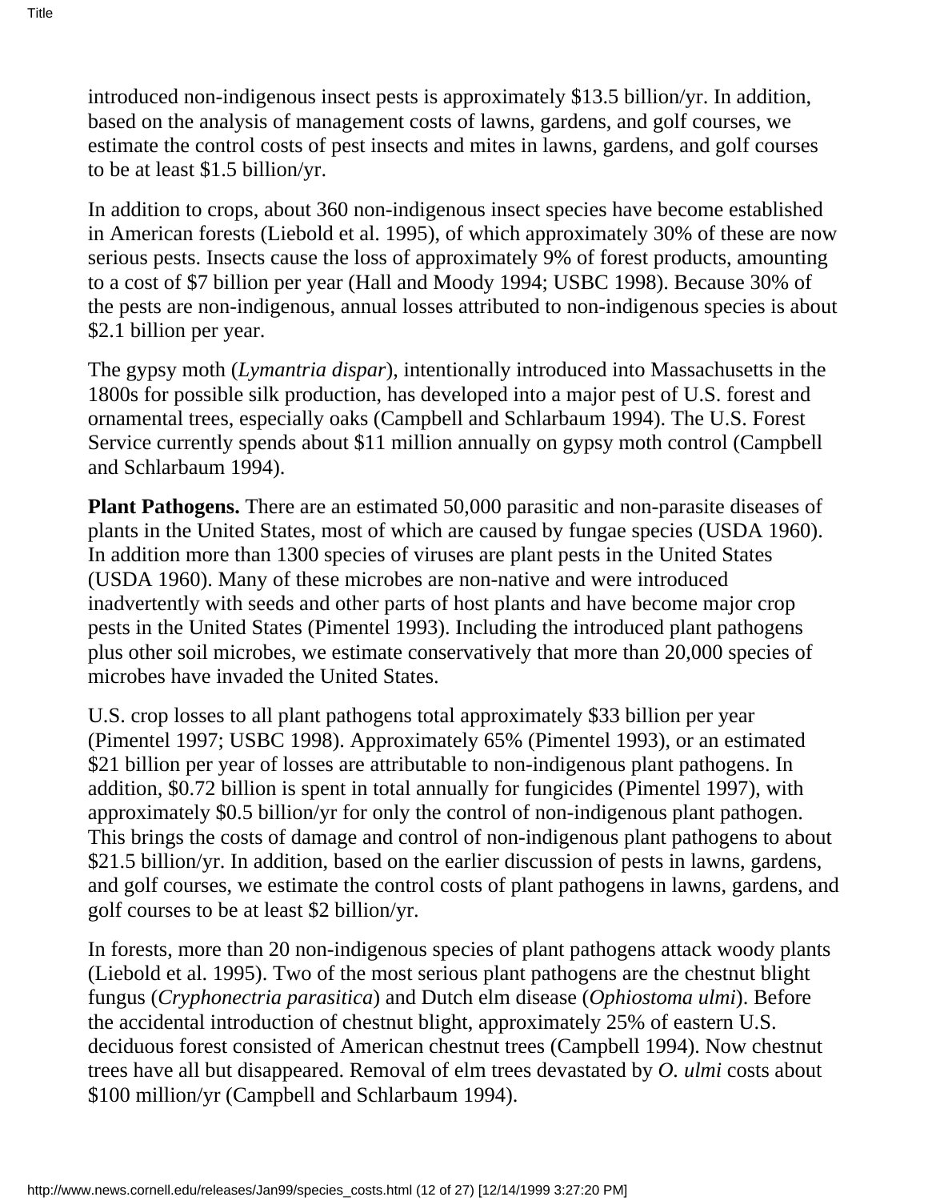introduced non-indigenous insect pests is approximately $13.5 billion/yr. In addition, based on the analysis of management costs of lawns, gardens, and golf courses, we estimate the control costs of pest insects and mites in lawns, gardens, and golf courses to be at least $1.5 billion/yr.

In addition to crops, about 360 non-indigenous insect species have become established in American forests (Liebold et al. 1995), of which approximately 30% of these are now serious pests. Insects cause the loss of approximately 9% of forest products, amounting to a cost of $7 billion per year (Hall and Moody 1994; USBC 1998). Because 30% of the pests are non-indigenous, annual losses attributed to non-indigenous species is about $2.1 billion per year.

The gypsy moth (*Lymantria dispar*), intentionally introduced into Massachusetts in the 1800s for possible silk production, has developed into a major pest of U.S. forest and ornamental trees, especially oaks (Campbell and Schlarbaum 1994). The U.S. Forest Service currently spends about $11 million annually on gypsy moth control (Campbell and Schlarbaum 1994).

**Plant Pathogens.** There are an estimated 50,000 parasitic and non-parasite diseases of plants in the United States, most of which are caused by fungae species (USDA 1960). In addition more than 1300 species of viruses are plant pests in the United States (USDA 1960). Many of these microbes are non-native and were introduced inadvertently with seeds and other parts of host plants and have become major crop pests in the United States (Pimentel 1993). Including the introduced plant pathogens plus other soil microbes, we estimate conservatively that more than 20,000 species of microbes have invaded the United States.

U.S. crop losses to all plant pathogens total approximately $33 billion per year (Pimentel 1997; USBC 1998). Approximately 65% (Pimentel 1993), or an estimated $21 billion per year of losses are attributable to non-indigenous plant pathogens. In addition, $0.72 billion is spent in total annually for fungicides (Pimentel 1997), with approximately $0.5 billion/yr for only the control of non-indigenous plant pathogen. This brings the costs of damage and control of non-indigenous plant pathogens to about $21.5 billion/yr. In addition, based on the earlier discussion of pests in lawns, gardens, and golf courses, we estimate the control costs of plant pathogens in lawns, gardens, and golf courses to be at least $2 billion/yr.

In forests, more than 20 non-indigenous species of plant pathogens attack woody plants (Liebold et al. 1995). Two of the most serious plant pathogens are the chestnut blight fungus (*Cryphonectria parasitica*) and Dutch elm disease (*Ophiostoma ulmi*). Before the accidental introduction of chestnut blight, approximately 25% of eastern U.S. deciduous forest consisted of American chestnut trees (Campbell 1994). Now chestnut trees have all but disappeared. Removal of elm trees devastated by *O. ulmi* costs about $100 million/yr (Campbell and Schlarbaum 1994).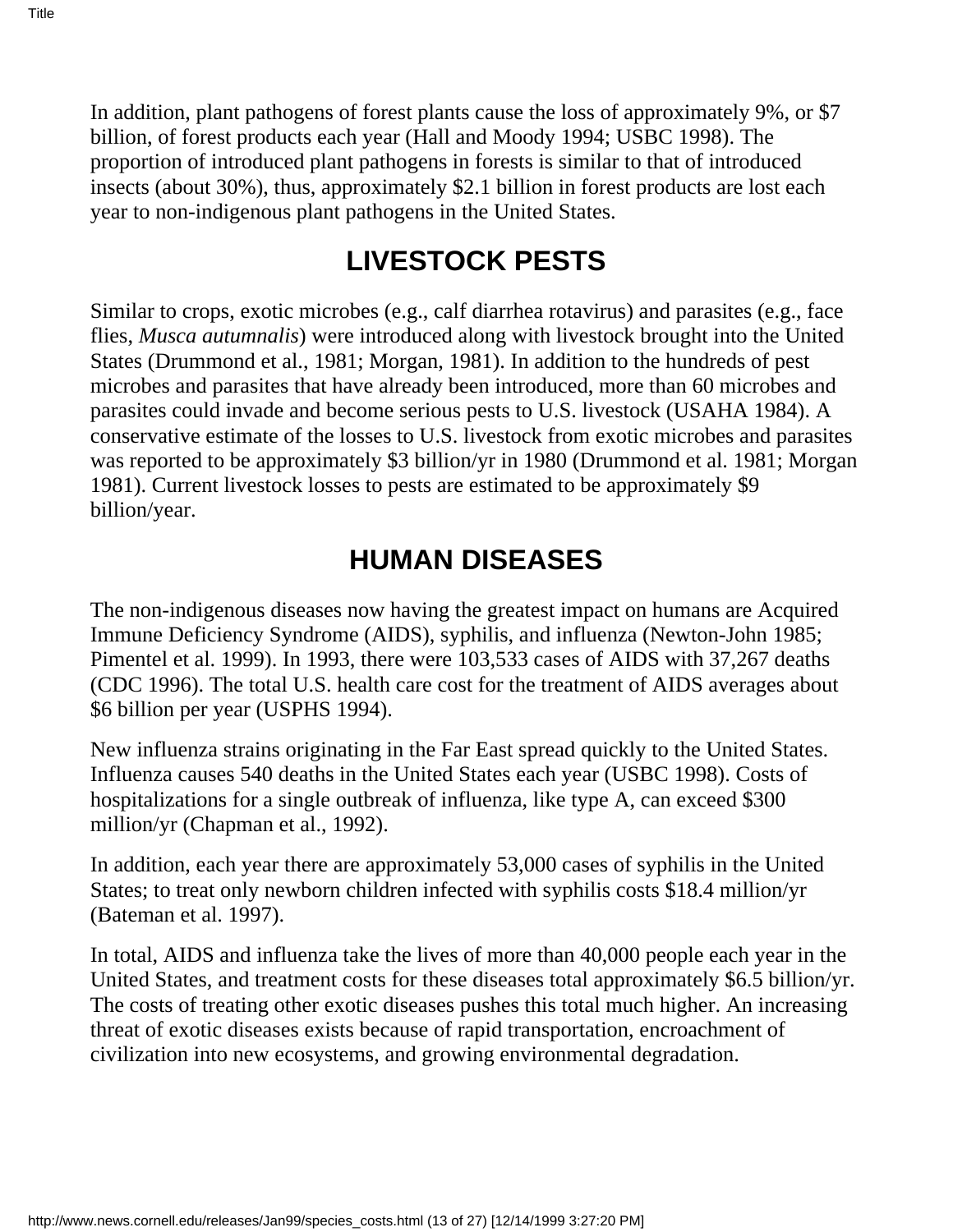In addition, plant pathogens of forest plants cause the loss of approximately 9%, or $7 billion, of forest products each year (Hall and Moody 1994; USBC 1998). The proportion of introduced plant pathogens in forests is similar to that of introduced insects (about 30%), thus, approximately $2.1 billion in forest products are lost each year to non-indigenous plant pathogens in the United States.

## LIVESTOCK PESTS

Similar to crops, exotic microbes (e.g., calf diarrhea rotavirus) and parasites (e.g., face flies, *Musca autumnalis*) were introduced along with livestock brought into the United States (Drummond et al., 1981; Morgan, 1981). In addition to the hundreds of pest microbes and parasites that have already been introduced, more than 60 microbes and parasites could invade and become serious pests to U.S. livestock (USAHA 1984). A conservative estimate of the losses to U.S. livestock from exotic microbes and parasites was reported to be approximately $3 billion/yr in 1980 (Drummond et al. 1981; Morgan 1981). Current livestock losses to pests are estimated to be approximately $9 billion/year.

## HUMAN DISEASES

The non-indigenous diseases now having the greatest impact on humans are Acquired Immune Deficiency Syndrome (AIDS), syphilis, and influenza (Newton-John 1985; Pimentel et al. 1999). In 1993, there were 103,533 cases of AIDS with 37,267 deaths (CDC 1996). The total U.S. health care cost for the treatment of AIDS averages about $6 billion per year (USPHS 1994).

New influenza strains originating in the Far East spread quickly to the United States. Influenza causes 540 deaths in the United States each year (USBC 1998). Costs of hospitalizations for a single outbreak of influenza, like type A, can exceed $300 million/yr (Chapman et al., 1992).

In addition, each year there are approximately 53,000 cases of syphilis in the United States; to treat only newborn children infected with syphilis costs $18.4 million/yr (Bateman et al. 1997).

In total, AIDS and influenza take the lives of more than 40,000 people each year in the United States, and treatment costs for these diseases total approximately $6.5 billion/yr. The costs of treating other exotic diseases pushes this total much higher. An increasing threat of exotic diseases exists because of rapid transportation, encroachment of civilization into new ecosystems, and growing environmental degradation.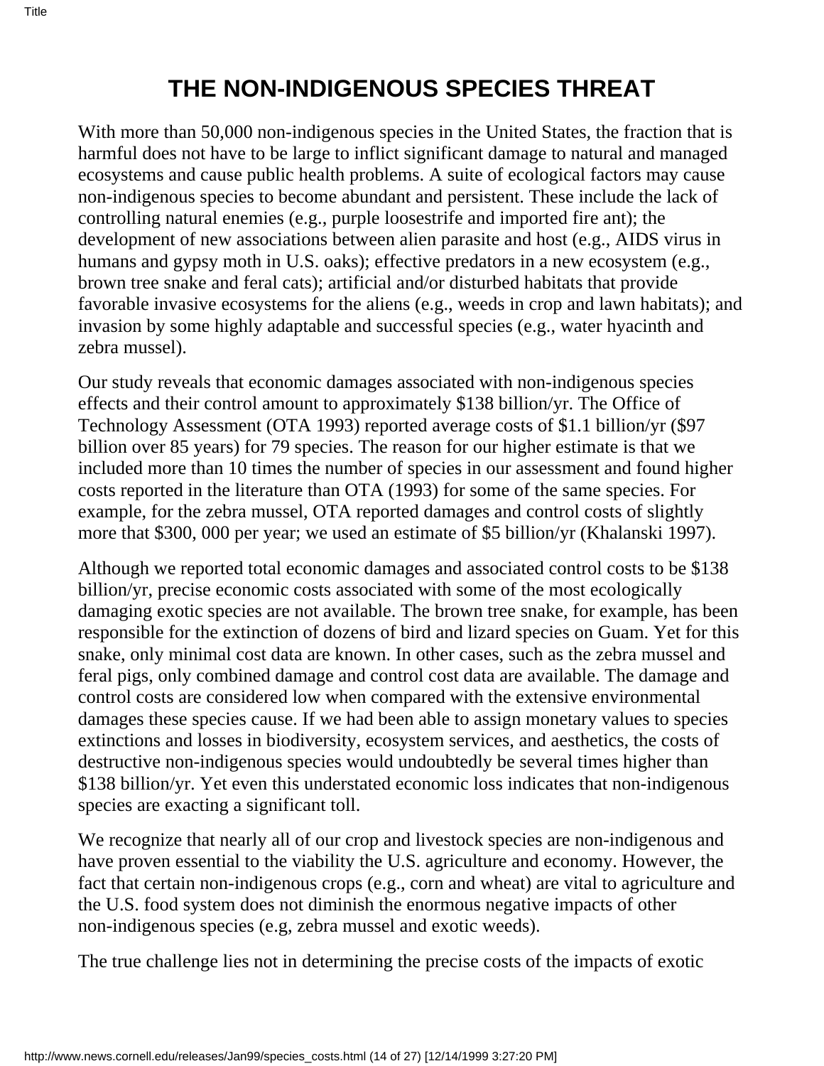# THE NON-INDIGENOUS SPECIES THREAT

With more than 50,000 non-indigenous species in the United States, the fraction that is harmful does not have to be large to inflict significant damage to natural and managed ecosystems and cause public health problems. A suite of ecological factors may cause non-indigenous species to become abundant and persistent. These include the lack of controlling natural enemies (e.g., purple loosestrife and imported fire ant); the development of new associations between alien parasite and host (e.g., AIDS virus in humans and gypsy moth in U.S. oaks); effective predators in a new ecosystem (e.g., brown tree snake and feral cats); artificial and/or disturbed habitats that provide favorable invasive ecosystems for the aliens (e.g., weeds in crop and lawn habitats); and invasion by some highly adaptable and successful species (e.g., water hyacinth and zebra mussel).

Our study reveals that economic damages associated with non-indigenous species effects and their control amount to approximately $138 billion/yr. The Office of Technology Assessment (OTA 1993) reported average costs of $1.1 billion/yr ($97 billion over 85 years) for 79 species. The reason for our higher estimate is that we included more than 10 times the number of species in our assessment and found higher costs reported in the literature than OTA (1993) for some of the same species. For example, for the zebra mussel, OTA reported damages and control costs of slightly more that $300, 000 per year; we used an estimate of $5 billion/yr (Khalanski 1997).

Although we reported total economic damages and associated control costs to be $138 billion/yr, precise economic costs associated with some of the most ecologically damaging exotic species are not available. The brown tree snake, for example, has been responsible for the extinction of dozens of bird and lizard species on Guam. Yet for this snake, only minimal cost data are known. In other cases, such as the zebra mussel and feral pigs, only combined damage and control cost data are available. The damage and control costs are considered low when compared with the extensive environmental damages these species cause. If we had been able to assign monetary values to species extinctions and losses in biodiversity, ecosystem services, and aesthetics, the costs of destructive non-indigenous species would undoubtedly be several times higher than $138 billion/yr. Yet even this understated economic loss indicates that non-indigenous species are exacting a significant toll.

We recognize that nearly all of our crop and livestock species are non-indigenous and have proven essential to the viability the U.S. agriculture and economy. However, the fact that certain non-indigenous crops (e.g., corn and wheat) are vital to agriculture and the U.S. food system does not diminish the enormous negative impacts of other non-indigenous species (e.g, zebra mussel and exotic weeds).

The true challenge lies not in determining the precise costs of the impacts of exotic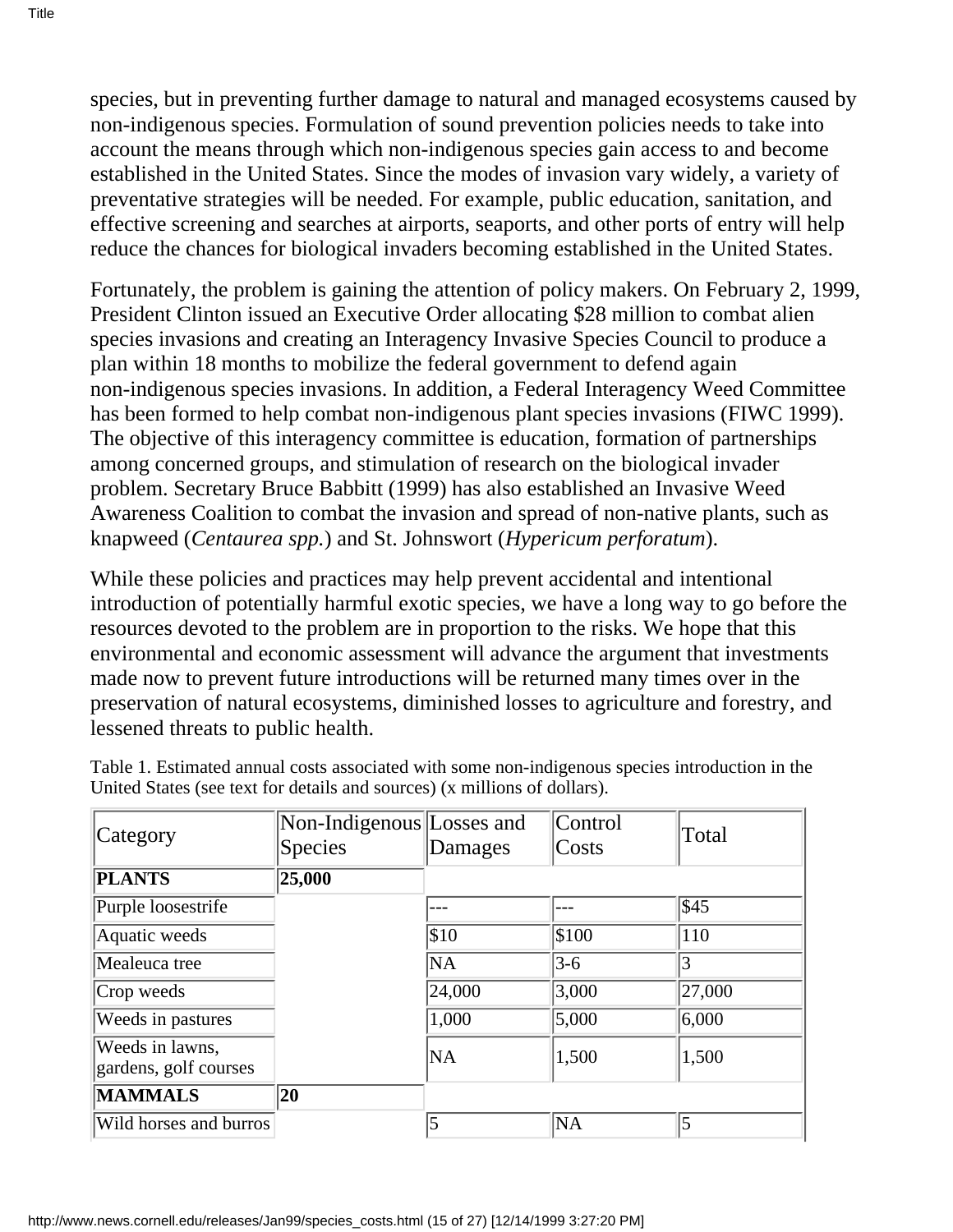species, but in preventing further damage to natural and managed ecosystems caused by non-indigenous species. Formulation of sound prevention policies needs to take into account the means through which non-indigenous species gain access to and become established in the United States. Since the modes of invasion vary widely, a variety of preventative strategies will be needed. For example, public education, sanitation, and effective screening and searches at airports, seaports, and other ports of entry will help reduce the chances for biological invaders becoming established in the United States.

Fortunately, the problem is gaining the attention of policy makers. On February 2, 1999, President Clinton issued an Executive Order allocating $28 million to combat alien species invasions and creating an Interagency Invasive Species Council to produce a plan within 18 months to mobilize the federal government to defend again non-indigenous species invasions. In addition, a Federal Interagency Weed Committee has been formed to help combat non-indigenous plant species invasions (FIWC 1999). The objective of this interagency committee is education, formation of partnerships among concerned groups, and stimulation of research on the biological invader problem. Secretary Bruce Babbitt (1999) has also established an Invasive Weed Awareness Coalition to combat the invasion and spread of non-native plants, such as knapweed (*Centaurea spp.*) and St. Johnswort (*Hypericum perforatum*).

While these policies and practices may help prevent accidental and intentional introduction of potentially harmful exotic species, we have a long way to go before the resources devoted to the problem are in proportion to the risks. We hope that this environmental and economic assessment will advance the argument that investments made now to prevent future introductions will be returned many times over in the preservation of natural ecosystems, diminished losses to agriculture and forestry, and lessened threats to public health.

Table 1. Estimated annual costs associated with some non-indigenous species introduction in the United States (see text for details and sources) (x millions of dollars).

| Category | Non-Indigenous Species | Losses and Damages | Control Costs | Total |
|---|---|---|---|---|
| **PLANTS** | **25,000** | | | |
| Purple loosestrife | | --- | --- | $45 |
| Aquatic weeds | | $10 | $100 | 110 |
| Mealeuca tree | | NA | 3-6 | 3 |
| Crop weeds | | 24,000 | 3,000 | 27,000 |
| Weeds in pastures | | 1,000 | 5,000 | 6,000 |
| Weeds in lawns, gardens, golf courses | | NA | 1,500 | 1,500 |
| **MAMMALS** | **20** | | | |
| Wild horses and burros | | 5 | NA | 5 |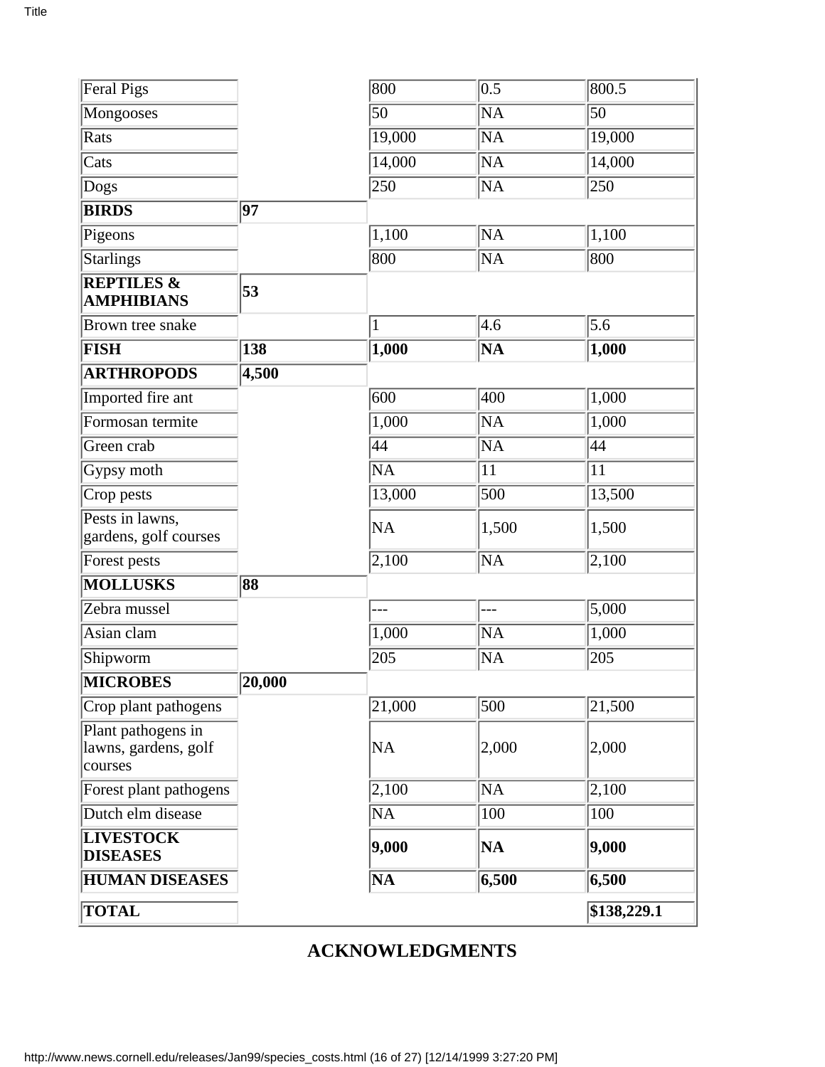| | | | | |
|---|---|---|---|---|
| Feral Pigs | | 800 | 0.5 | 800.5 |
| Mongooses | | 50 | NA | 50 |
| Rats | | 19,000 | NA | 19,000 |
| Cats | | 14,000 | NA | 14,000 |
| Dogs | | 250 | NA | 250 |
| **BIRDS** | **97** | | | |
| Pigeons | | 1,100 | NA | 1,100 |
| Starlings | | 800 | NA | 800 |
| **REPTILES & AMPHIBIANS** | **53** | | | |
| Brown tree snake | | 1 | 4.6 | 5.6 |
| **FISH** | **138** | **1,000** | **NA** | **1,000** |
| **ARTHROPODS** | **4,500** | | | |
| Imported fire ant | | 600 | 400 | 1,000 |
| Formosan termite | | 1,000 | NA | 1,000 |
| Green crab | | 44 | NA | 44 |
| Gypsy moth | | NA | 11 | 11 |
| Crop pests | | 13,000 | 500 | 13,500 |
| Pests in lawns, gardens, golf courses | | NA | 1,500 | 1,500 |
| Forest pests | | 2,100 | NA | 2,100 |
| **MOLLUSKS** | **88** | | | |
| Zebra mussel | | --- | --- | 5,000 |
| Asian clam | | 1,000 | NA | 1,000 |
| Shipworm | | 205 | NA | 205 |
| **MICROBES** | **20,000** | | | |
| Crop plant pathogens | | 21,000 | 500 | 21,500 |
| Plant pathogens in lawns, gardens, golf courses | | NA | 2,000 | 2,000 |
| Forest plant pathogens | | 2,100 | NA | 2,100 |
| Dutch elm disease | | NA | 100 | 100 |
| **LIVESTOCK DISEASES** | | **9,000** | **NA** | **9,000** |
| **HUMAN DISEASES** | | **NA** | **6,500** | **6,500** |
| **TOTAL** | | | | **$138,229.1** |

## ACKNOWLEDGMENTS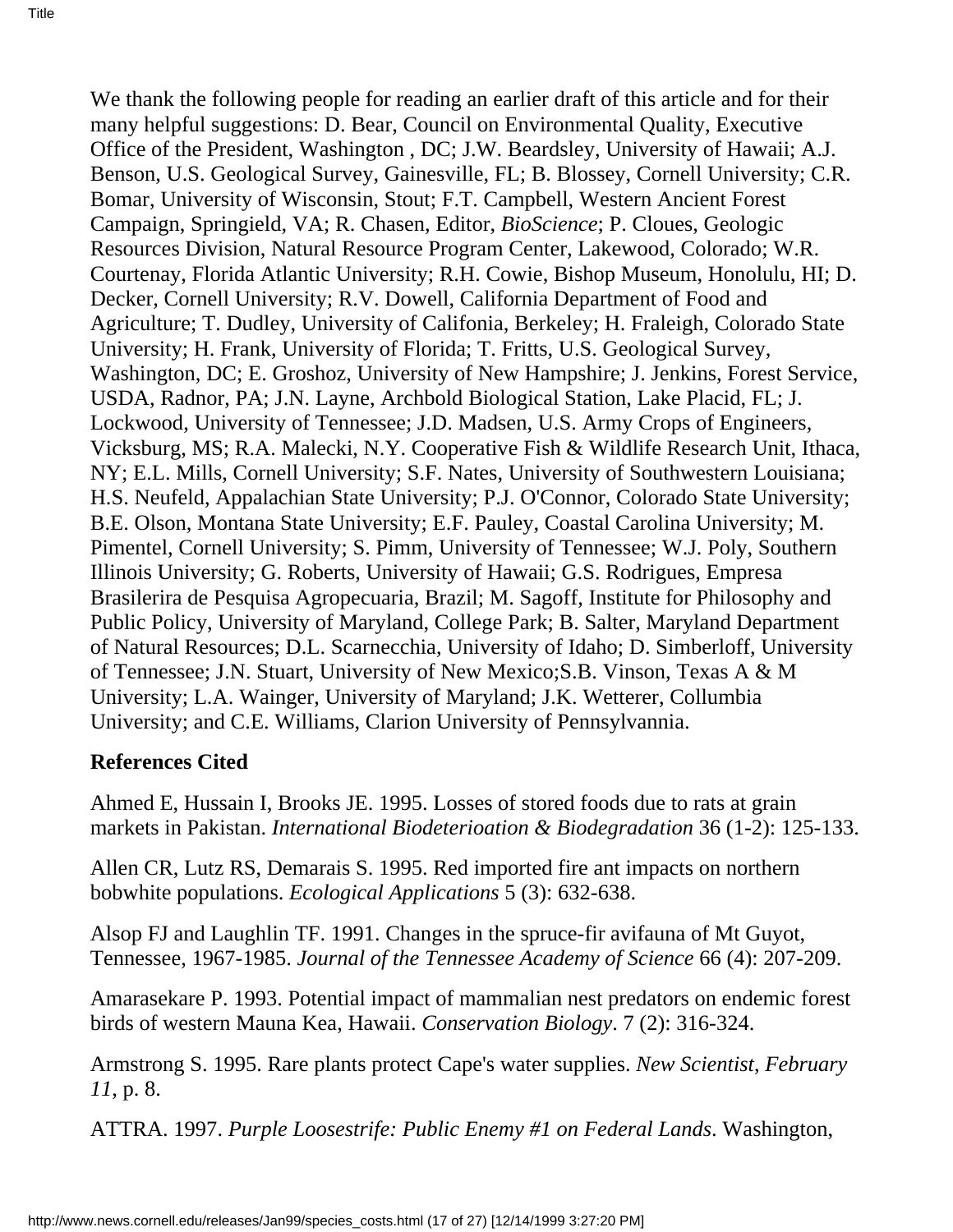We thank the following people for reading an earlier draft of this article and for their many helpful suggestions: D. Bear, Council on Environmental Quality, Executive Office of the President, Washington , DC; J.W. Beardsley, University of Hawaii; A.J. Benson, U.S. Geological Survey, Gainesville, FL; B. Blossey, Cornell University; C.R. Bomar, University of Wisconsin, Stout; F.T. Campbell, Western Ancient Forest Campaign, Springield, VA; R. Chasen, Editor, *BioScience*; P. Cloues, Geologic Resources Division, Natural Resource Program Center, Lakewood, Colorado; W.R. Courtenay, Florida Atlantic University; R.H. Cowie, Bishop Museum, Honolulu, HI; D. Decker, Cornell University; R.V. Dowell, California Department of Food and Agriculture; T. Dudley, University of Califonia, Berkeley; H. Fraleigh, Colorado State University; H. Frank, University of Florida; T. Fritts, U.S. Geological Survey, Washington, DC; E. Groshoz, University of New Hampshire; J. Jenkins, Forest Service, USDA, Radnor, PA; J.N. Layne, Archbold Biological Station, Lake Placid, FL; J. Lockwood, University of Tennessee; J.D. Madsen, U.S. Army Crops of Engineers, Vicksburg, MS; R.A. Malecki, N.Y. Cooperative Fish & Wildlife Research Unit, Ithaca, NY; E.L. Mills, Cornell University; S.F. Nates, University of Southwestern Louisiana; H.S. Neufeld, Appalachian State University; P.J. O'Connor, Colorado State University; B.E. Olson, Montana State University; E.F. Pauley, Coastal Carolina University; M. Pimentel, Cornell University; S. Pimm, University of Tennessee; W.J. Poly, Southern Illinois University; G. Roberts, University of Hawaii; G.S. Rodrigues, Empresa Brasilerira de Pesquisa Agropecuaria, Brazil; M. Sagoff, Institute for Philosophy and Public Policy, University of Maryland, College Park; B. Salter, Maryland Department of Natural Resources; D.L. Scarnecchia, University of Idaho; D. Simberloff, University of Tennessee; J.N. Stuart, University of New Mexico;S.B. Vinson, Texas A & M University; L.A. Wainger, University of Maryland; J.K. Wetterer, Collumbia University; and C.E. Williams, Clarion University of Pennsylvannia.

**References Cited**

Ahmed E, Hussain I, Brooks JE. 1995. Losses of stored foods due to rats at grain markets in Pakistan. *International Biodeterioation & Biodegradation* 36 (1-2): 125-133.

Allen CR, Lutz RS, Demarais S. 1995. Red imported fire ant impacts on northern bobwhite populations. *Ecological Applications* 5 (3): 632-638.

Alsop FJ and Laughlin TF. 1991. Changes in the spruce-fir avifauna of Mt Guyot, Tennessee, 1967-1985. *Journal of the Tennessee Academy of Science* 66 (4): 207-209.

Amarasekare P. 1993. Potential impact of mammalian nest predators on endemic forest birds of western Mauna Kea, Hawaii. *Conservation Biology*. 7 (2): 316-324.

Armstrong S. 1995. Rare plants protect Cape's water supplies. *New Scientist*, *February 11*, p. 8.

ATTRA. 1997. *Purple Loosestrife: Public Enemy #1 on Federal Lands*. Washington,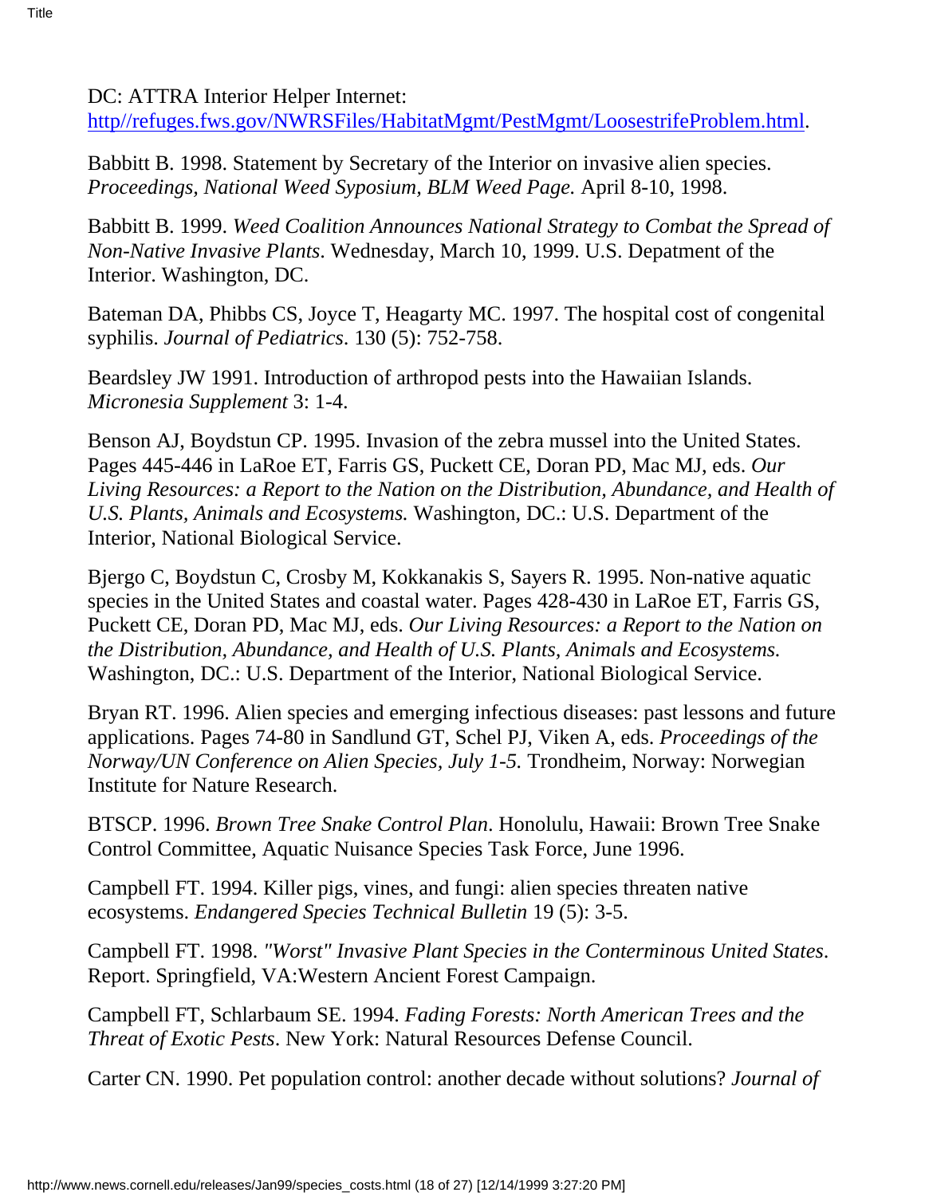DC: ATTRA Interior Helper Internet: [http//refuges.fws.gov/NWRSFiles/HabitatMgmt/PestMgmt/LoosestrifeProblem.html](http//refuges.fws.gov/NWRSFiles/HabitatMgmt/PestMgmt/LoosestrifeProblem.html).

Babbitt B. 1998. Statement by Secretary of the Interior on invasive alien species. *Proceedings, National Weed Syposium, BLM Weed Page.* April 8-10, 1998.

Babbitt B. 1999. *Weed Coalition Announces National Strategy to Combat the Spread of Non-Native Invasive Plants*. Wednesday, March 10, 1999. U.S. Depatment of the Interior. Washington, DC.

Bateman DA, Phibbs CS, Joyce T, Heagarty MC. 1997. The hospital cost of congenital syphilis. *Journal of Pediatrics*. 130 (5): 752-758.

Beardsley JW 1991. Introduction of arthropod pests into the Hawaiian Islands. *Micronesia Supplement* 3: 1-4.

Benson AJ, Boydstun CP. 1995. Invasion of the zebra mussel into the United States. Pages 445-446 in LaRoe ET, Farris GS, Puckett CE, Doran PD, Mac MJ, eds. *Our Living Resources: a Report to the Nation on the Distribution, Abundance, and Health of U.S. Plants, Animals and Ecosystems.* Washington, DC.: U.S. Department of the Interior, National Biological Service.

Bjergo C, Boydstun C, Crosby M, Kokkanakis S, Sayers R. 1995. Non-native aquatic species in the United States and coastal water. Pages 428-430 in LaRoe ET, Farris GS, Puckett CE, Doran PD, Mac MJ, eds. *Our Living Resources: a Report to the Nation on the Distribution, Abundance, and Health of U.S. Plants, Animals and Ecosystems.* Washington, DC.: U.S. Department of the Interior, National Biological Service.

Bryan RT. 1996. Alien species and emerging infectious diseases: past lessons and future applications. Pages 74-80 in Sandlund GT, Schel PJ, Viken A, eds. *Proceedings of the Norway/UN Conference on Alien Species, July 1-5.* Trondheim, Norway: Norwegian Institute for Nature Research.

BTSCP. 1996. *Brown Tree Snake Control Plan*. Honolulu, Hawaii: Brown Tree Snake Control Committee, Aquatic Nuisance Species Task Force, June 1996.

Campbell FT. 1994. Killer pigs, vines, and fungi: alien species threaten native ecosystems. *Endangered Species Technical Bulletin* 19 (5): 3-5.

Campbell FT. 1998. *"Worst" Invasive Plant Species in the Conterminous United States*. Report. Springfield, VA:Western Ancient Forest Campaign.

Campbell FT, Schlarbaum SE. 1994. *Fading Forests: North American Trees and the Threat of Exotic Pests*. New York: Natural Resources Defense Council.

Carter CN. 1990. Pet population control: another decade without solutions? *Journal of*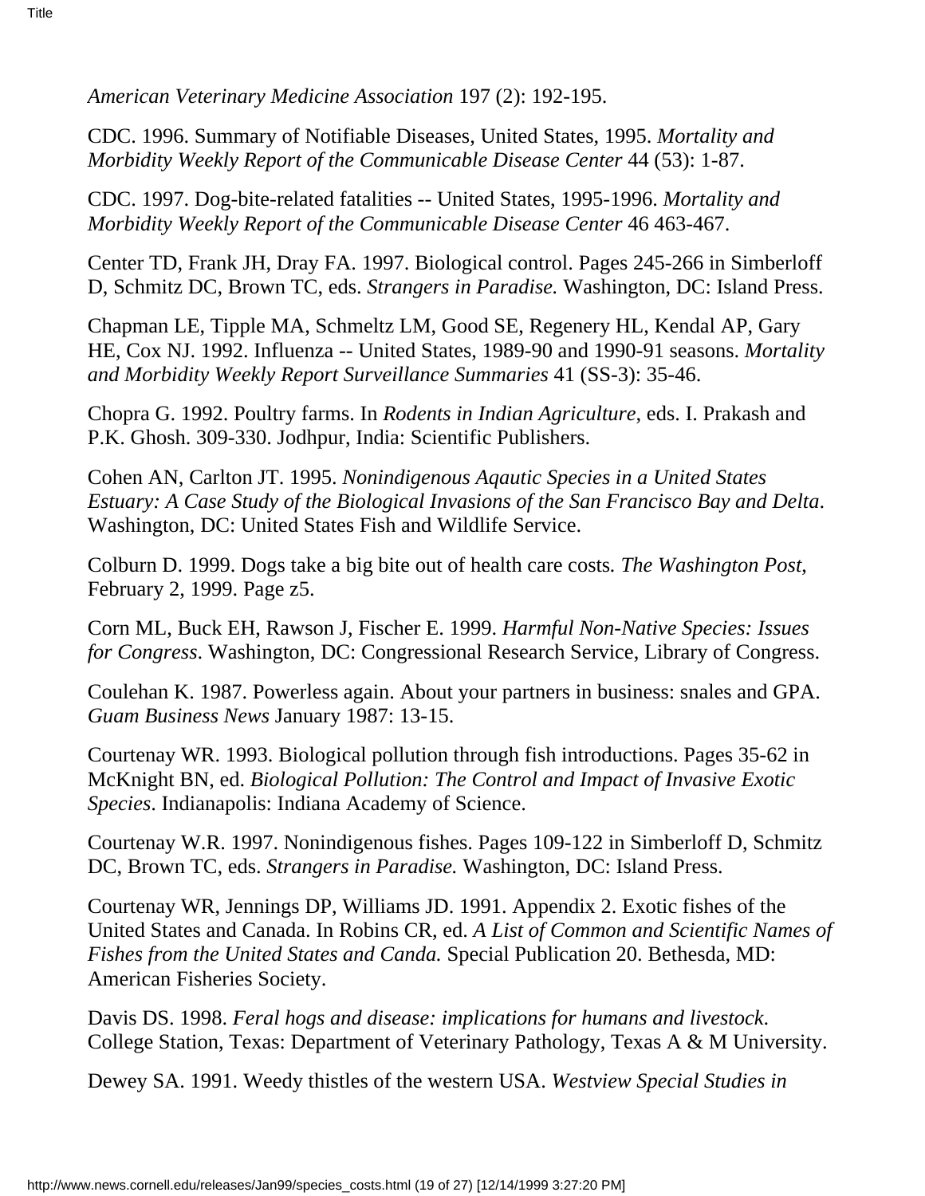*American Veterinary Medicine Association* 197 (2): 192-195.

CDC. 1996. Summary of Notifiable Diseases, United States, 1995. *Mortality and Morbidity Weekly Report of the Communicable Disease Center* 44 (53): 1-87.

CDC. 1997. Dog-bite-related fatalities -- United States, 1995-1996. *Mortality and Morbidity Weekly Report of the Communicable Disease Center* 46 463-467.

Center TD, Frank JH, Dray FA. 1997. Biological control. Pages 245-266 in Simberloff D, Schmitz DC, Brown TC, eds. *Strangers in Paradise.* Washington, DC: Island Press.

Chapman LE, Tipple MA, Schmeltz LM, Good SE, Regenery HL, Kendal AP, Gary HE, Cox NJ. 1992. Influenza -- United States, 1989-90 and 1990-91 seasons. *Mortality and Morbidity Weekly Report Surveillance Summaries* 41 (SS-3): 35-46.

Chopra G. 1992. Poultry farms. In *Rodents in Indian Agriculture*, eds. I. Prakash and P.K. Ghosh. 309-330. Jodhpur, India: Scientific Publishers.

Cohen AN, Carlton JT. 1995. *Nonindigenous Aqautic Species in a United States Estuary: A Case Study of the Biological Invasions of the San Francisco Bay and Delta*. Washington, DC: United States Fish and Wildlife Service.

Colburn D. 1999. Dogs take a big bite out of health care costs. *The Washington Post*, February 2, 1999. Page z5.

Corn ML, Buck EH, Rawson J, Fischer E. 1999. *Harmful Non-Native Species: Issues for Congress*. Washington, DC: Congressional Research Service, Library of Congress.

Coulehan K. 1987. Powerless again. About your partners in business: snales and GPA. *Guam Business News* January 1987: 13-15.

Courtenay WR. 1993. Biological pollution through fish introductions. Pages 35-62 in McKnight BN, ed. *Biological Pollution: The Control and Impact of Invasive Exotic Species*. Indianapolis: Indiana Academy of Science.

Courtenay W.R. 1997. Nonindigenous fishes. Pages 109-122 in Simberloff D, Schmitz DC, Brown TC, eds. *Strangers in Paradise.* Washington, DC: Island Press.

Courtenay WR, Jennings DP, Williams JD. 1991. Appendix 2. Exotic fishes of the United States and Canada. In Robins CR, ed. *A List of Common and Scientific Names of Fishes from the United States and Canda.* Special Publication 20. Bethesda, MD: American Fisheries Society.

Davis DS. 1998. *Feral hogs and disease: implications for humans and livestock*. College Station, Texas: Department of Veterinary Pathology, Texas A & M University.

Dewey SA. 1991. Weedy thistles of the western USA. *Westview Special Studies in*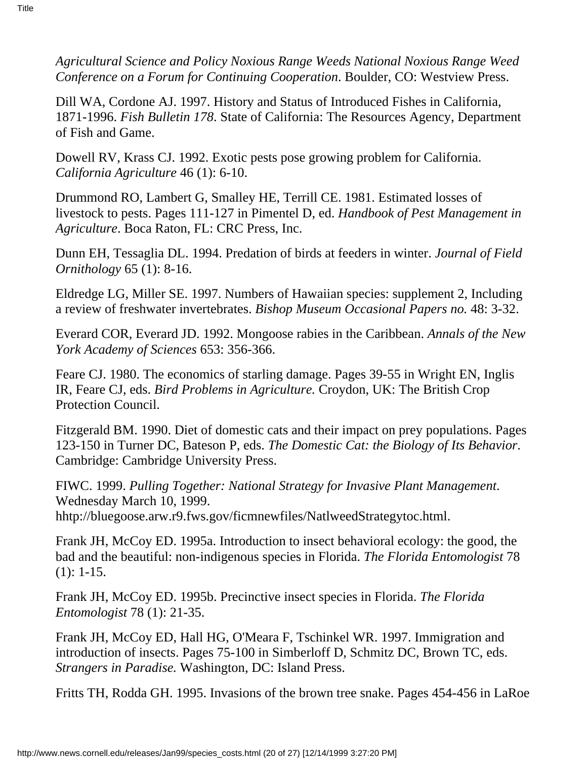*Agricultural Science and Policy Noxious Range Weeds National Noxious Range Weed Conference on a Forum for Continuing Cooperation*. Boulder, CO: Westview Press.

Dill WA, Cordone AJ. 1997. History and Status of Introduced Fishes in California, 1871-1996. *Fish Bulletin 178*. State of California: The Resources Agency, Department of Fish and Game.

Dowell RV, Krass CJ. 1992. Exotic pests pose growing problem for California. *California Agriculture* 46 (1): 6-10.

Drummond RO, Lambert G, Smalley HE, Terrill CE. 1981. Estimated losses of livestock to pests. Pages 111-127 in Pimentel D, ed. *Handbook of Pest Management in Agriculture*. Boca Raton, FL: CRC Press, Inc.

Dunn EH, Tessaglia DL. 1994. Predation of birds at feeders in winter. *Journal of Field Ornithology* 65 (1): 8-16.

Eldredge LG, Miller SE. 1997. Numbers of Hawaiian species: supplement 2, Including a review of freshwater invertebrates. *Bishop Museum Occasional Papers no.* 48: 3-32.

Everard COR, Everard JD. 1992. Mongoose rabies in the Caribbean. *Annals of the New York Academy of Sciences* 653: 356-366.

Feare CJ. 1980. The economics of starling damage. Pages 39-55 in Wright EN, Inglis IR, Feare CJ, eds. *Bird Problems in Agriculture.* Croydon, UK: The British Crop Protection Council.

Fitzgerald BM. 1990. Diet of domestic cats and their impact on prey populations. Pages 123-150 in Turner DC, Bateson P, eds. *The Domestic Cat: the Biology of Its Behavior*. Cambridge: Cambridge University Press.

FIWC. 1999. *Pulling Together: National Strategy for Invasive Plant Management*. Wednesday March 10, 1999. hhtp://bluegoose.arw.r9.fws.gov/ficmnewfiles/NatlweedStrategytoc.html.

Frank JH, McCoy ED. 1995a. Introduction to insect behavioral ecology: the good, the bad and the beautiful: non-indigenous species in Florida. *The Florida Entomologist* 78 (1): 1-15.

Frank JH, McCoy ED. 1995b. Precinctive insect species in Florida. *The Florida Entomologist* 78 (1): 21-35.

Frank JH, McCoy ED, Hall HG, O'Meara F, Tschinkel WR. 1997. Immigration and introduction of insects. Pages 75-100 in Simberloff D, Schmitz DC, Brown TC, eds. *Strangers in Paradise.* Washington, DC: Island Press.

Fritts TH, Rodda GH. 1995. Invasions of the brown tree snake. Pages 454-456 in LaRoe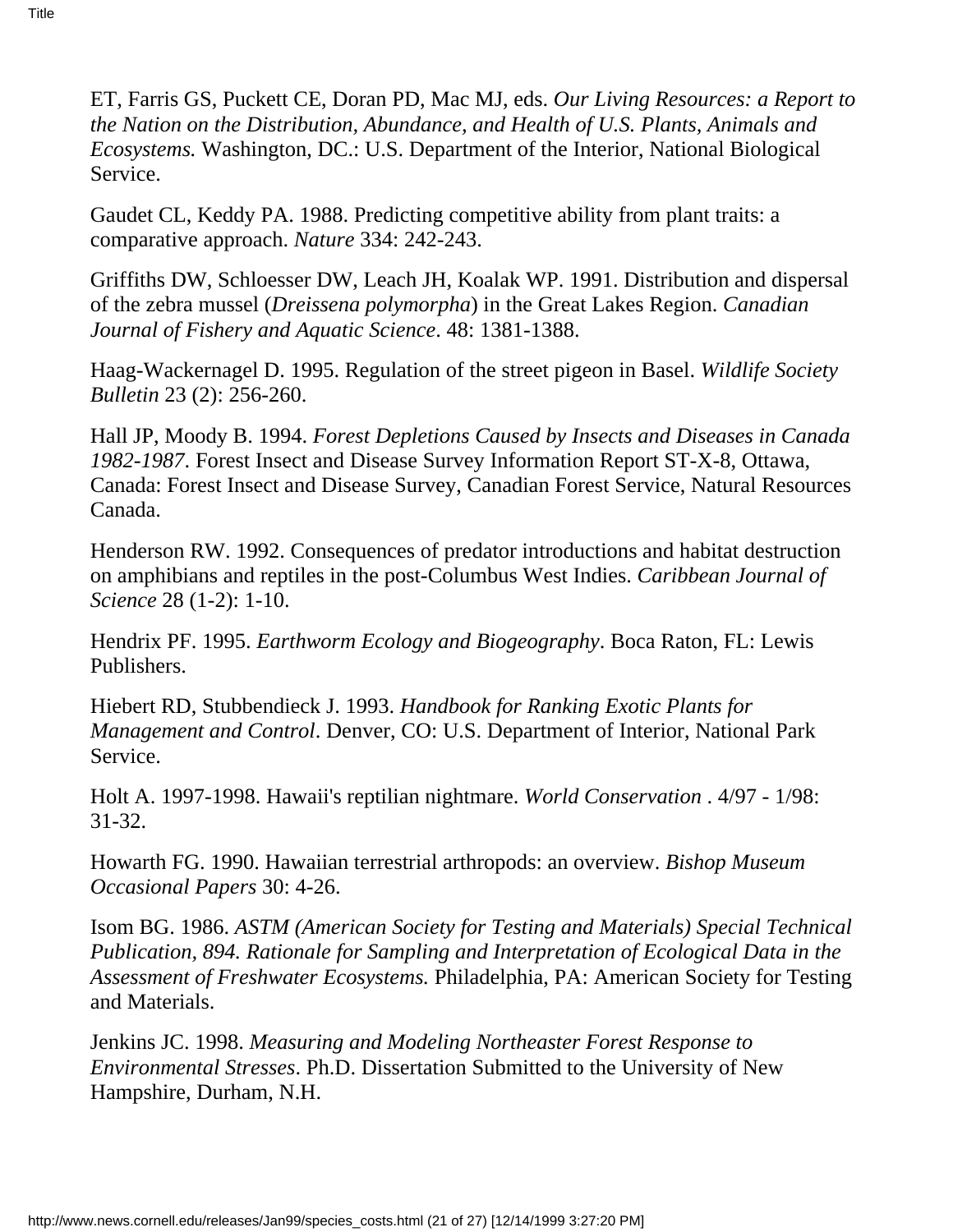ET, Farris GS, Puckett CE, Doran PD, Mac MJ, eds. *Our Living Resources: a Report to the Nation on the Distribution, Abundance, and Health of U.S. Plants, Animals and Ecosystems.* Washington, DC.: U.S. Department of the Interior, National Biological Service.

Gaudet CL, Keddy PA. 1988. Predicting competitive ability from plant traits: a comparative approach. *Nature* 334: 242-243.

Griffiths DW, Schloesser DW, Leach JH, Koalak WP. 1991. Distribution and dispersal of the zebra mussel (*Dreissena polymorpha*) in the Great Lakes Region. *Canadian Journal of Fishery and Aquatic Science*. 48: 1381-1388.

Haag-Wackernagel D. 1995. Regulation of the street pigeon in Basel. *Wildlife Society Bulletin* 23 (2): 256-260.

Hall JP, Moody B. 1994. *Forest Depletions Caused by Insects and Diseases in Canada 1982-1987*. Forest Insect and Disease Survey Information Report ST-X-8, Ottawa, Canada: Forest Insect and Disease Survey, Canadian Forest Service, Natural Resources Canada.

Henderson RW. 1992. Consequences of predator introductions and habitat destruction on amphibians and reptiles in the post-Columbus West Indies. *Caribbean Journal of Science* 28 (1-2): 1-10.

Hendrix PF. 1995. *Earthworm Ecology and Biogeography*. Boca Raton, FL: Lewis Publishers.

Hiebert RD, Stubbendieck J. 1993. *Handbook for Ranking Exotic Plants for Management and Control*. Denver, CO: U.S. Department of Interior, National Park Service.

Holt A. 1997-1998. Hawaii's reptilian nightmare. *World Conservation* . 4/97 - 1/98: 31-32.

Howarth FG. 1990. Hawaiian terrestrial arthropods: an overview. *Bishop Museum Occasional Papers* 30: 4-26.

Isom BG. 1986. *ASTM (American Society for Testing and Materials) Special Technical Publication, 894. Rationale for Sampling and Interpretation of Ecological Data in the Assessment of Freshwater Ecosystems.* Philadelphia, PA: American Society for Testing and Materials.

Jenkins JC. 1998. *Measuring and Modeling Northeaster Forest Response to Environmental Stresses*. Ph.D. Dissertation Submitted to the University of New Hampshire, Durham, N.H.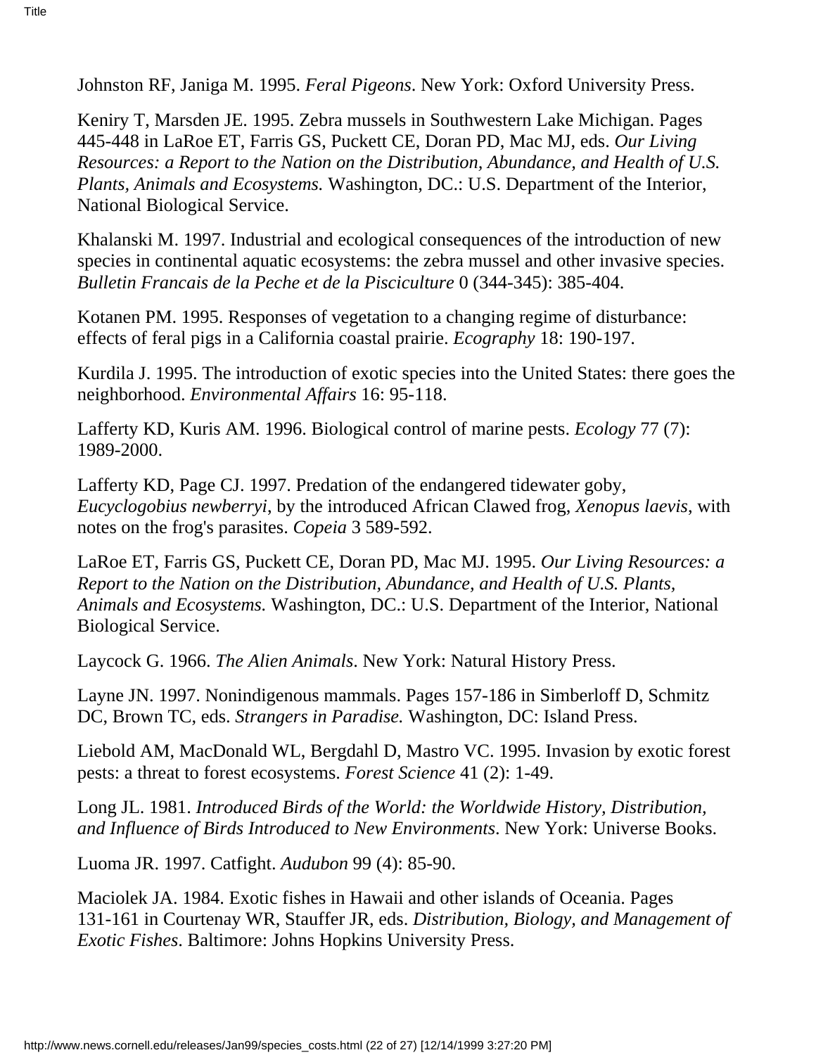Johnston RF, Janiga M. 1995. *Feral Pigeons*. New York: Oxford University Press.

Keniry T, Marsden JE. 1995. Zebra mussels in Southwestern Lake Michigan. Pages 445-448 in LaRoe ET, Farris GS, Puckett CE, Doran PD, Mac MJ, eds. *Our Living Resources: a Report to the Nation on the Distribution, Abundance, and Health of U.S. Plants, Animals and Ecosystems.* Washington, DC.: U.S. Department of the Interior, National Biological Service.

Khalanski M. 1997. Industrial and ecological consequences of the introduction of new species in continental aquatic ecosystems: the zebra mussel and other invasive species. *Bulletin Francais de la Peche et de la Pisciculture* 0 (344-345): 385-404.

Kotanen PM. 1995. Responses of vegetation to a changing regime of disturbance: effects of feral pigs in a California coastal prairie. *Ecography* 18: 190-197.

Kurdila J. 1995. The introduction of exotic species into the United States: there goes the neighborhood. *Environmental Affairs* 16: 95-118.

Lafferty KD, Kuris AM. 1996. Biological control of marine pests. *Ecology* 77 (7): 1989-2000.

Lafferty KD, Page CJ. 1997. Predation of the endangered tidewater goby, *Eucyclogobius newberryi*, by the introduced African Clawed frog, *Xenopus laevis*, with notes on the frog's parasites. *Copeia* 3 589-592.

LaRoe ET, Farris GS, Puckett CE, Doran PD, Mac MJ. 1995. *Our Living Resources: a Report to the Nation on the Distribution, Abundance, and Health of U.S. Plants, Animals and Ecosystems.* Washington, DC.: U.S. Department of the Interior, National Biological Service.

Laycock G. 1966. *The Alien Animals*. New York: Natural History Press.

Layne JN. 1997. Nonindigenous mammals. Pages 157-186 in Simberloff D, Schmitz DC, Brown TC, eds. *Strangers in Paradise.* Washington, DC: Island Press.

Liebold AM, MacDonald WL, Bergdahl D, Mastro VC. 1995. Invasion by exotic forest pests: a threat to forest ecosystems. *Forest Science* 41 (2): 1-49.

Long JL. 1981. *Introduced Birds of the World: the Worldwide History, Distribution, and Influence of Birds Introduced to New Environments*. New York: Universe Books.

Luoma JR. 1997. Catfight. *Audubon* 99 (4): 85-90.

Maciolek JA. 1984. Exotic fishes in Hawaii and other islands of Oceania. Pages 131-161 in Courtenay WR, Stauffer JR, eds. *Distribution, Biology, and Management of Exotic Fishes*. Baltimore: Johns Hopkins University Press.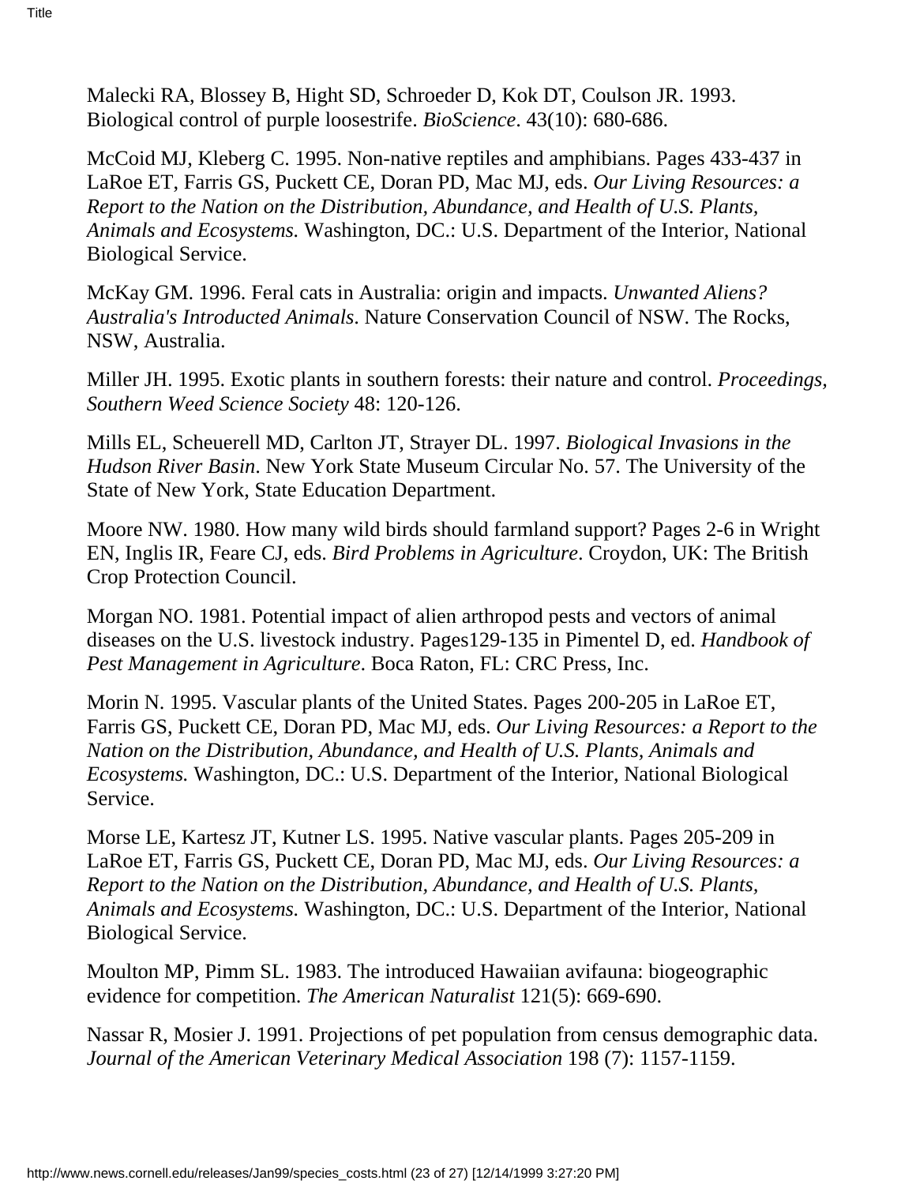Malecki RA, Blossey B, Hight SD, Schroeder D, Kok DT, Coulson JR. 1993. Biological control of purple loosestrife. *BioScience*. 43(10): 680-686.

McCoid MJ, Kleberg C. 1995. Non-native reptiles and amphibians. Pages 433-437 in LaRoe ET, Farris GS, Puckett CE, Doran PD, Mac MJ, eds. *Our Living Resources: a Report to the Nation on the Distribution, Abundance, and Health of U.S. Plants, Animals and Ecosystems.* Washington, DC.: U.S. Department of the Interior, National Biological Service.

McKay GM. 1996. Feral cats in Australia: origin and impacts. *Unwanted Aliens? Australia's Introducted Animals*. Nature Conservation Council of NSW. The Rocks, NSW, Australia.

Miller JH. 1995. Exotic plants in southern forests: their nature and control. *Proceedings, Southern Weed Science Society* 48: 120-126.

Mills EL, Scheuerell MD, Carlton JT, Strayer DL. 1997. *Biological Invasions in the Hudson River Basin*. New York State Museum Circular No. 57. The University of the State of New York, State Education Department.

Moore NW. 1980. How many wild birds should farmland support? Pages 2-6 in Wright EN, Inglis IR, Feare CJ, eds. *Bird Problems in Agriculture*. Croydon, UK: The British Crop Protection Council.

Morgan NO. 1981. Potential impact of alien arthropod pests and vectors of animal diseases on the U.S. livestock industry. Pages129-135 in Pimentel D, ed. *Handbook of Pest Management in Agriculture*. Boca Raton, FL: CRC Press, Inc.

Morin N. 1995. Vascular plants of the United States. Pages 200-205 in LaRoe ET, Farris GS, Puckett CE, Doran PD, Mac MJ, eds. *Our Living Resources: a Report to the Nation on the Distribution, Abundance, and Health of U.S. Plants, Animals and Ecosystems.* Washington, DC.: U.S. Department of the Interior, National Biological Service.

Morse LE, Kartesz JT, Kutner LS. 1995. Native vascular plants. Pages 205-209 in LaRoe ET, Farris GS, Puckett CE, Doran PD, Mac MJ, eds. *Our Living Resources: a Report to the Nation on the Distribution, Abundance, and Health of U.S. Plants, Animals and Ecosystems.* Washington, DC.: U.S. Department of the Interior, National Biological Service.

Moulton MP, Pimm SL. 1983. The introduced Hawaiian avifauna: biogeographic evidence for competition. *The American Naturalist* 121(5): 669-690.

Nassar R, Mosier J. 1991. Projections of pet population from census demographic data. *Journal of the American Veterinary Medical Association* 198 (7): 1157-1159.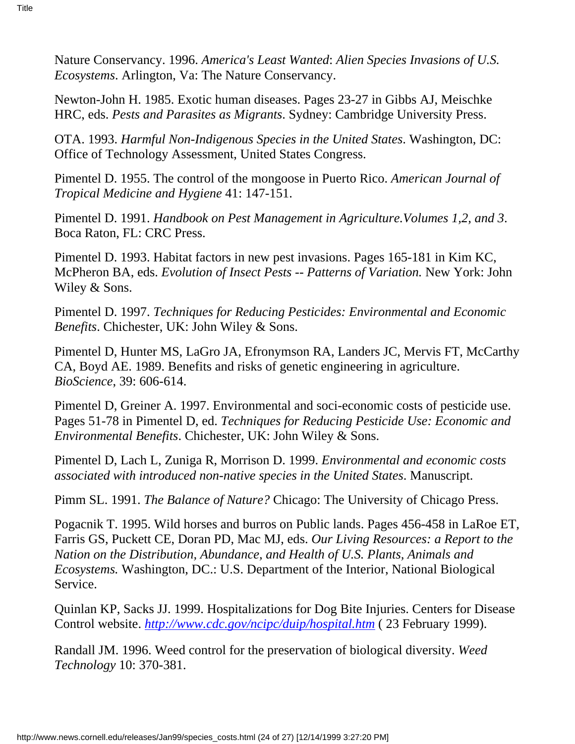Nature Conservancy. 1996. *America's Least Wanted*: *Alien Species Invasions of U.S. Ecosystems*. Arlington, Va: The Nature Conservancy.

Newton-John H. 1985. Exotic human diseases. Pages 23-27 in Gibbs AJ, Meischke HRC, eds. *Pests and Parasites as Migrants*. Sydney: Cambridge University Press.

OTA. 1993. *Harmful Non-Indigenous Species in the United States*. Washington, DC: Office of Technology Assessment, United States Congress.

Pimentel D. 1955. The control of the mongoose in Puerto Rico. *American Journal of Tropical Medicine and Hygiene* 41: 147-151.

Pimentel D. 1991. *Handbook on Pest Management in Agriculture.Volumes 1,2, and 3*. Boca Raton, FL: CRC Press.

Pimentel D. 1993. Habitat factors in new pest invasions. Pages 165-181 in Kim KC, McPheron BA, eds. *Evolution of Insect Pests -- Patterns of Variation.* New York: John Wiley & Sons.

Pimentel D. 1997. *Techniques for Reducing Pesticides: Environmental and Economic Benefits*. Chichester, UK: John Wiley & Sons.

Pimentel D, Hunter MS, LaGro JA, Efronymson RA, Landers JC, Mervis FT, McCarthy CA, Boyd AE. 1989. Benefits and risks of genetic engineering in agriculture. *BioScience*, 39: 606-614.

Pimentel D, Greiner A. 1997. Environmental and soci-economic costs of pesticide use. Pages 51-78 in Pimentel D, ed. *Techniques for Reducing Pesticide Use: Economic and Environmental Benefits*. Chichester, UK: John Wiley & Sons.

Pimentel D, Lach L, Zuniga R, Morrison D. 1999. *Environmental and economic costs associated with introduced non-native species in the United States*. Manuscript.

Pimm SL. 1991. *The Balance of Nature?* Chicago: The University of Chicago Press.

Pogacnik T. 1995. Wild horses and burros on Public lands. Pages 456-458 in LaRoe ET, Farris GS, Puckett CE, Doran PD, Mac MJ, eds. *Our Living Resources: a Report to the Nation on the Distribution, Abundance, and Health of U.S. Plants, Animals and Ecosystems.* Washington, DC.: U.S. Department of the Interior, National Biological Service.

Quinlan KP, Sacks JJ. 1999. Hospitalizations for Dog Bite Injuries. Centers for Disease Control website. *http://www.cdc.gov/ncipc/duip/hospital.htm* ( 23 February 1999).

Randall JM. 1996. Weed control for the preservation of biological diversity. *Weed Technology* 10: 370-381.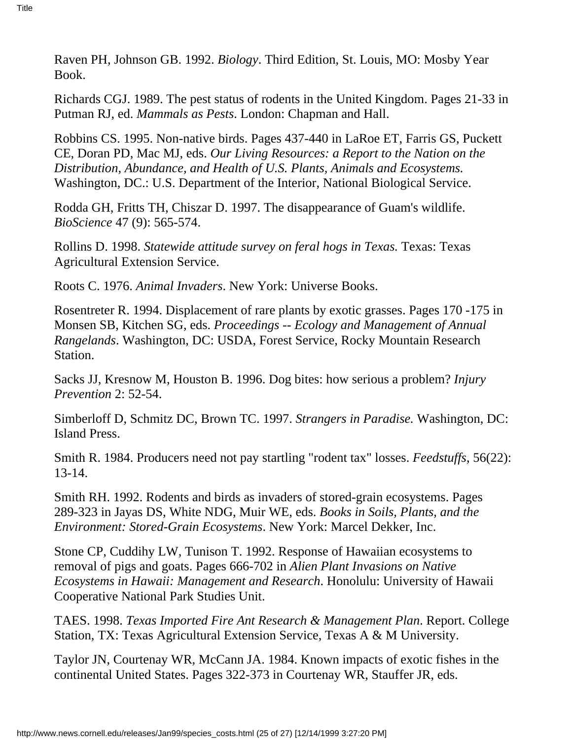Raven PH, Johnson GB. 1992. *Biology*. Third Edition, St. Louis, MO: Mosby Year Book.

Richards CGJ. 1989. The pest status of rodents in the United Kingdom. Pages 21-33 in Putman RJ, ed. *Mammals as Pests*. London: Chapman and Hall.

Robbins CS. 1995. Non-native birds. Pages 437-440 in LaRoe ET, Farris GS, Puckett CE, Doran PD, Mac MJ, eds. *Our Living Resources: a Report to the Nation on the Distribution, Abundance, and Health of U.S. Plants, Animals and Ecosystems.* Washington, DC.: U.S. Department of the Interior, National Biological Service.

Rodda GH, Fritts TH, Chiszar D. 1997. The disappearance of Guam's wildlife. *BioScience* 47 (9): 565-574.

Rollins D. 1998. *Statewide attitude survey on feral hogs in Texas.* Texas: Texas Agricultural Extension Service.

Roots C. 1976. *Animal Invaders*. New York: Universe Books.

Rosentreter R. 1994. Displacement of rare plants by exotic grasses. Pages 170 -175 in Monsen SB, Kitchen SG, eds. *Proceedings -- Ecology and Management of Annual Rangelands*. Washington, DC: USDA, Forest Service, Rocky Mountain Research Station.

Sacks JJ, Kresnow M, Houston B. 1996. Dog bites: how serious a problem? *Injury Prevention* 2: 52-54.

Simberloff D, Schmitz DC, Brown TC. 1997. *Strangers in Paradise.* Washington, DC: Island Press.

Smith R. 1984. Producers need not pay startling "rodent tax" losses. *Feedstuffs*, 56(22): 13-14.

Smith RH. 1992. Rodents and birds as invaders of stored-grain ecosystems. Pages 289-323 in Jayas DS, White NDG, Muir WE, eds. *Books in Soils, Plants, and the Environment: Stored-Grain Ecosystems*. New York: Marcel Dekker, Inc.

Stone CP, Cuddihy LW, Tunison T. 1992. Response of Hawaiian ecosystems to removal of pigs and goats. Pages 666-702 in *Alien Plant Invasions on Native Ecosystems in Hawaii: Management and Research*. Honolulu: University of Hawaii Cooperative National Park Studies Unit.

TAES. 1998. *Texas Imported Fire Ant Research & Management Plan*. Report. College Station, TX: Texas Agricultural Extension Service, Texas A & M University.

Taylor JN, Courtenay WR, McCann JA. 1984. Known impacts of exotic fishes in the continental United States. Pages 322-373 in Courtenay WR, Stauffer JR, eds.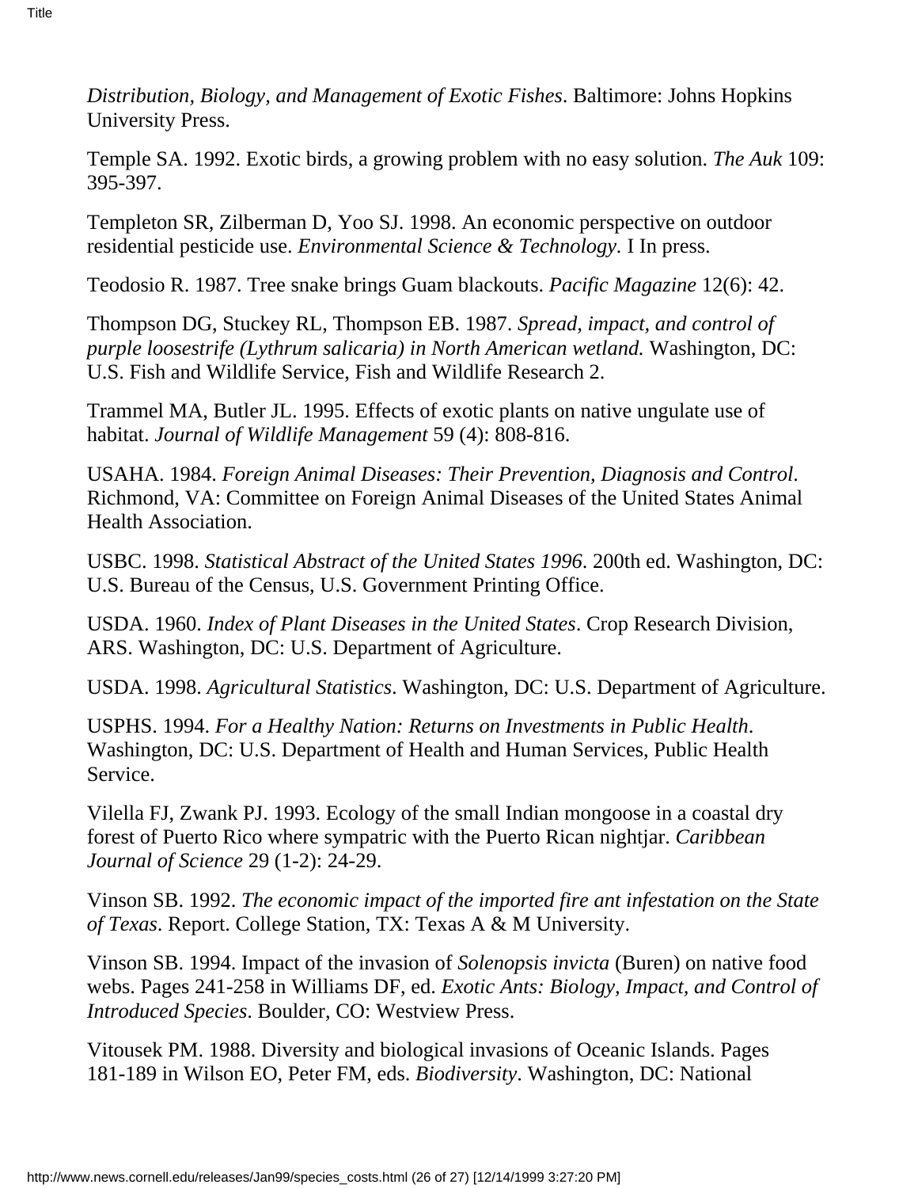*Distribution, Biology, and Management of Exotic Fishes*. Baltimore: Johns Hopkins University Press.

Temple SA. 1992. Exotic birds, a growing problem with no easy solution. *The Auk* 109: 395-397.

Templeton SR, Zilberman D, Yoo SJ. 1998. An economic perspective on outdoor residential pesticide use. *Environmental Science & Technology*. I In press.

Teodosio R. 1987. Tree snake brings Guam blackouts. *Pacific Magazine* 12(6): 42.

Thompson DG, Stuckey RL, Thompson EB. 1987. *Spread, impact, and control of purple loosestrife (Lythrum salicaria) in North American wetland.* Washington, DC: U.S. Fish and Wildlife Service, Fish and Wildlife Research 2.

Trammel MA, Butler JL. 1995. Effects of exotic plants on native ungulate use of habitat. *Journal of Wildlife Management* 59 (4): 808-816.

USAHA. 1984. *Foreign Animal Diseases: Their Prevention, Diagnosis and Control*. Richmond, VA: Committee on Foreign Animal Diseases of the United States Animal Health Association.

USBC. 1998. *Statistical Abstract of the United States 1996*. 200th ed. Washington, DC: U.S. Bureau of the Census, U.S. Government Printing Office.

USDA. 1960. *Index of Plant Diseases in the United States*. Crop Research Division, ARS. Washington, DC: U.S. Department of Agriculture.

USDA. 1998. *Agricultural Statistics*. Washington, DC: U.S. Department of Agriculture.

USPHS. 1994. *For a Healthy Nation: Returns on Investments in Public Health*. Washington, DC: U.S. Department of Health and Human Services, Public Health Service.

Vilella FJ, Zwank PJ. 1993. Ecology of the small Indian mongoose in a coastal dry forest of Puerto Rico where sympatric with the Puerto Rican nightjar. *Caribbean Journal of Science* 29 (1-2): 24-29.

Vinson SB. 1992. *The economic impact of the imported fire ant infestation on the State of Texas*. Report. College Station, TX: Texas A & M University.

Vinson SB. 1994. Impact of the invasion of *Solenopsis invicta* (Buren) on native food webs. Pages 241-258 in Williams DF, ed. *Exotic Ants: Biology, Impact, and Control of Introduced Species*. Boulder, CO: Westview Press.

Vitousek PM. 1988. Diversity and biological invasions of Oceanic Islands. Pages 181-189 in Wilson EO, Peter FM, eds. *Biodiversity*. Washington, DC: National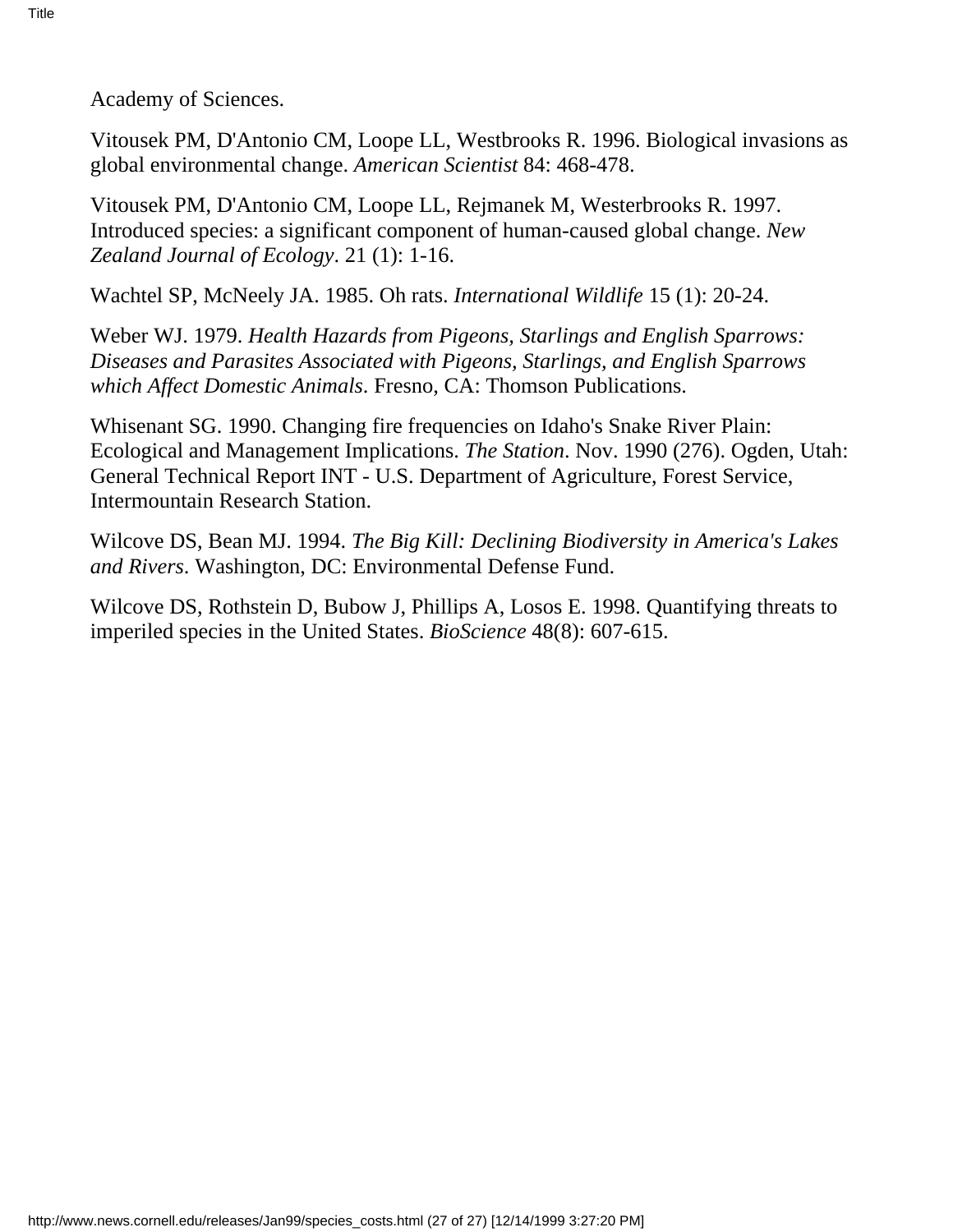Academy of Sciences.

Vitousek PM, D'Antonio CM, Loope LL, Westbrooks R. 1996. Biological invasions as global environmental change. *American Scientist* 84: 468-478.

Vitousek PM, D'Antonio CM, Loope LL, Rejmanek M, Westerbrooks R. 1997. Introduced species: a significant component of human-caused global change. *New Zealand Journal of Ecology*. 21 (1): 1-16.

Wachtel SP, McNeely JA. 1985. Oh rats. *International Wildlife* 15 (1): 20-24.

Weber WJ. 1979. *Health Hazards from Pigeons, Starlings and English Sparrows: Diseases and Parasites Associated with Pigeons, Starlings, and English Sparrows which Affect Domestic Animals*. Fresno, CA: Thomson Publications.

Whisenant SG. 1990. Changing fire frequencies on Idaho's Snake River Plain: Ecological and Management Implications. *The Station*. Nov. 1990 (276). Ogden, Utah: General Technical Report INT - U.S. Department of Agriculture, Forest Service, Intermountain Research Station.

Wilcove DS, Bean MJ. 1994. *The Big Kill: Declining Biodiversity in America's Lakes and Rivers*. Washington, DC: Environmental Defense Fund.

Wilcove DS, Rothstein D, Bubow J, Phillips A, Losos E. 1998. Quantifying threats to imperiled species in the United States. *BioScience* 48(8): 607-615.